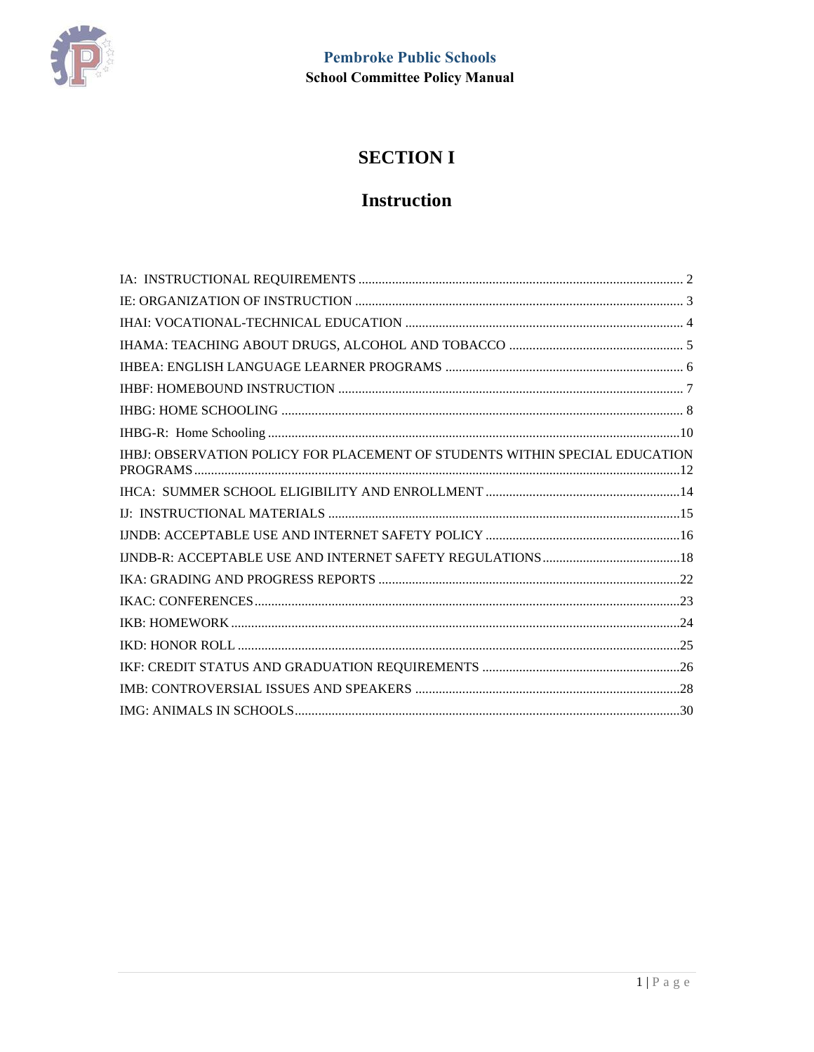**Pembroke Public Schools**
**School Committee Policy Manual**

# SECTION I

## Instruction

IA: INSTRUCTIONAL REQUIREMENTS ........ 2
IE: ORGANIZATION OF INSTRUCTION ........ 3
IHAI: VOCATIONAL-TECHNICAL EDUCATION ........ 4
IHAMA: TEACHING ABOUT DRUGS, ALCOHOL AND TOBACCO ........ 5
IHBEA: ENGLISH LANGUAGE LEARNER PROGRAMS ........ 6
IHBF: HOMEBOUND INSTRUCTION ........ 7
IHBG: HOME SCHOOLING ........ 8
IHBG-R: Home Schooling ........ 10
IHBJ: OBSERVATION POLICY FOR PLACEMENT OF STUDENTS WITHIN SPECIAL EDUCATION PROGRAMS ........ 12
IHCA: SUMMER SCHOOL ELIGIBILITY AND ENROLLMENT ........ 14
IJ: INSTRUCTIONAL MATERIALS ........ 15
IJNDB: ACCEPTABLE USE AND INTERNET SAFETY POLICY ........ 16
IJNDB-R: ACCEPTABLE USE AND INTERNET SAFETY REGULATIONS ........ 18
IKA: GRADING AND PROGRESS REPORTS ........ 22
IKAC: CONFERENCES ........ 23
IKB: HOMEWORK ........ 24
IKD: HONOR ROLL ........ 25
IKF: CREDIT STATUS AND GRADUATION REQUIREMENTS ........ 26
IMB: CONTROVERSIAL ISSUES AND SPEAKERS ........ 28
IMG: ANIMALS IN SCHOOLS ........ 30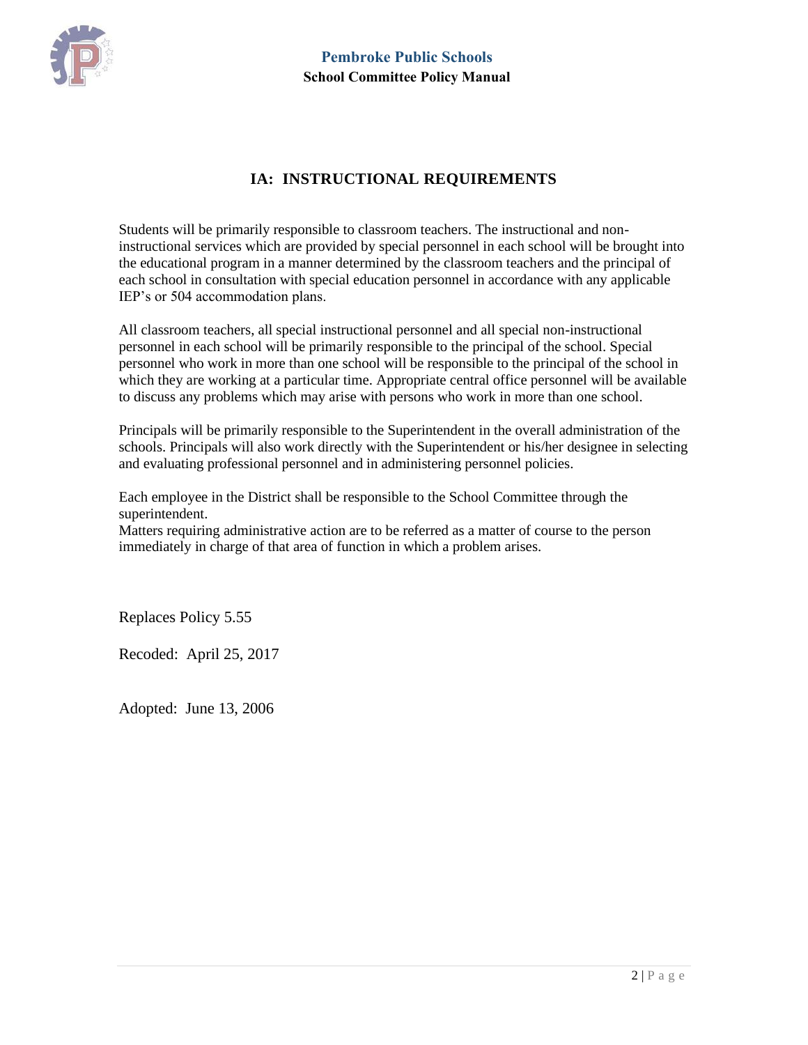# IA: INSTRUCTIONAL REQUIREMENTS

Students will be primarily responsible to classroom teachers. The instructional and non-instructional services which are provided by special personnel in each school will be brought into the educational program in a manner determined by the classroom teachers and the principal of each school in consultation with special education personnel in accordance with any applicable IEP's or 504 accommodation plans.

All classroom teachers, all special instructional personnel and all special non-instructional personnel in each school will be primarily responsible to the principal of the school. Special personnel who work in more than one school will be responsible to the principal of the school in which they are working at a particular time. Appropriate central office personnel will be available to discuss any problems which may arise with persons who work in more than one school.

Principals will be primarily responsible to the Superintendent in the overall administration of the schools. Principals will also work directly with the Superintendent or his/her designee in selecting and evaluating professional personnel and in administering personnel policies.

Each employee in the District shall be responsible to the School Committee through the superintendent.
Matters requiring administrative action are to be referred as a matter of course to the person immediately in charge of that area of function in which a problem arises.

Replaces Policy 5.55

Recoded: April 25, 2017

Adopted: June 13, 2006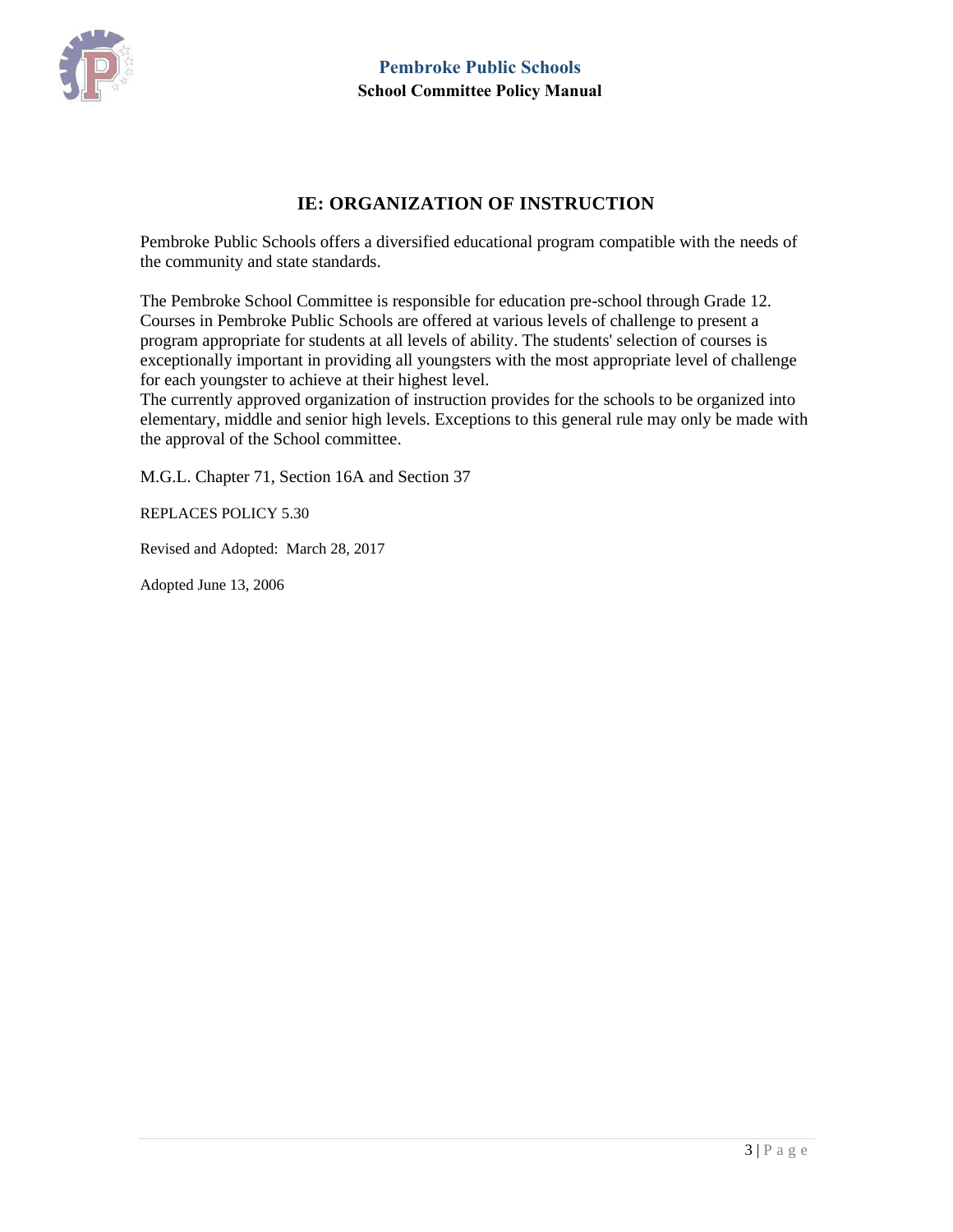# IE: ORGANIZATION OF INSTRUCTION

Pembroke Public Schools offers a diversified educational program compatible with the needs of the community and state standards.

The Pembroke School Committee is responsible for education pre-school through Grade 12. Courses in Pembroke Public Schools are offered at various levels of challenge to present a program appropriate for students at all levels of ability. The students' selection of courses is exceptionally important in providing all youngsters with the most appropriate level of challenge for each youngster to achieve at their highest level.
The currently approved organization of instruction provides for the schools to be organized into elementary, middle and senior high levels. Exceptions to this general rule may only be made with the approval of the School committee.

M.G.L. Chapter 71, Section 16A and Section 37

REPLACES POLICY 5.30

Revised and Adopted: March 28, 2017

Adopted June 13, 2006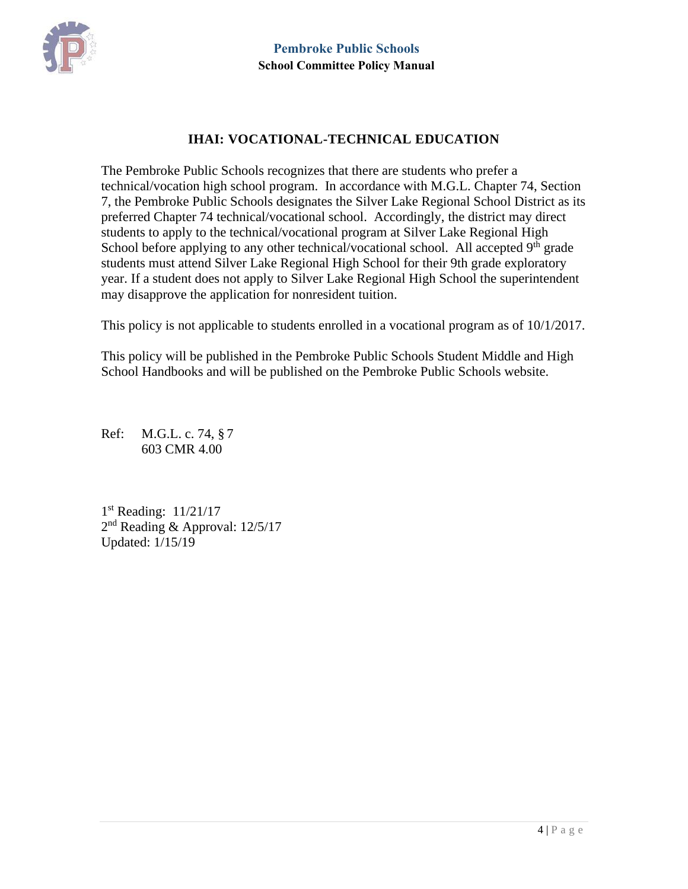# IHAI: VOCATIONAL-TECHNICAL EDUCATION

The Pembroke Public Schools recognizes that there are students who prefer a technical/vocation high school program. In accordance with M.G.L. Chapter 74, Section 7, the Pembroke Public Schools designates the Silver Lake Regional School District as its preferred Chapter 74 technical/vocational school. Accordingly, the district may direct students to apply to the technical/vocational program at Silver Lake Regional High School before applying to any other technical/vocational school. All accepted 9th grade students must attend Silver Lake Regional High School for their 9th grade exploratory year. If a student does not apply to Silver Lake Regional High School the superintendent may disapprove the application for nonresident tuition.

This policy is not applicable to students enrolled in a vocational program as of 10/1/2017.

This policy will be published in the Pembroke Public Schools Student Middle and High School Handbooks and will be published on the Pembroke Public Schools website.

Ref: M.G.L. c. 74, § 7
603 CMR 4.00

1st Reading: 11/21/17
2nd Reading & Approval: 12/5/17
Updated: 1/15/19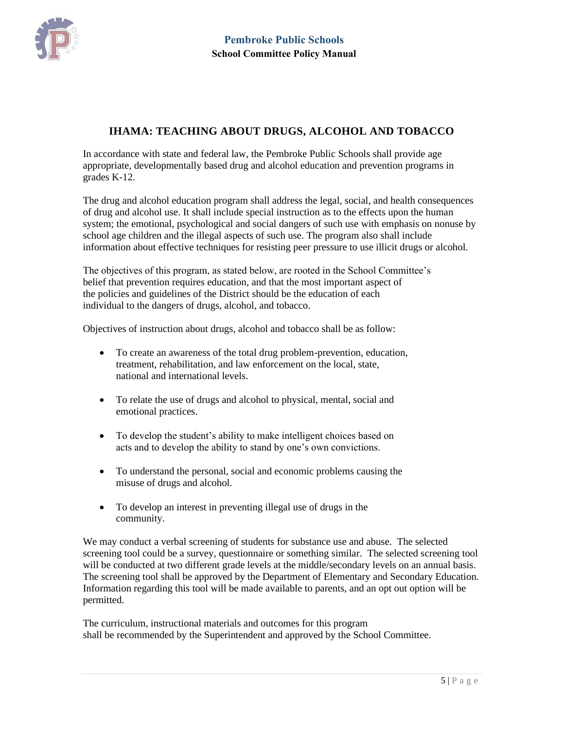## IHAMA: TEACHING ABOUT DRUGS, ALCOHOL AND TOBACCO

In accordance with state and federal law, the Pembroke Public Schools shall provide age appropriate, developmentally based drug and alcohol education and prevention programs in grades K-12.

The drug and alcohol education program shall address the legal, social, and health consequences of drug and alcohol use. It shall include special instruction as to the effects upon the human system; the emotional, psychological and social dangers of such use with emphasis on nonuse by school age children and the illegal aspects of such use. The program also shall include information about effective techniques for resisting peer pressure to use illicit drugs or alcohol.

The objectives of this program, as stated below, are rooted in the School Committee's belief that prevention requires education, and that the most important aspect of the policies and guidelines of the District should be the education of each individual to the dangers of drugs, alcohol, and tobacco.

Objectives of instruction about drugs, alcohol and tobacco shall be as follow:

- To create an awareness of the total drug problem-prevention, education, treatment, rehabilitation, and law enforcement on the local, state, national and international levels.
- To relate the use of drugs and alcohol to physical, mental, social and emotional practices.
- To develop the student's ability to make intelligent choices based on acts and to develop the ability to stand by one's own convictions.
- To understand the personal, social and economic problems causing the misuse of drugs and alcohol.
- To develop an interest in preventing illegal use of drugs in the community.

We may conduct a verbal screening of students for substance use and abuse. The selected screening tool could be a survey, questionnaire or something similar. The selected screening tool will be conducted at two different grade levels at the middle/secondary levels on an annual basis. The screening tool shall be approved by the Department of Elementary and Secondary Education. Information regarding this tool will be made available to parents, and an opt out option will be permitted.

The curriculum, instructional materials and outcomes for this program shall be recommended by the Superintendent and approved by the School Committee.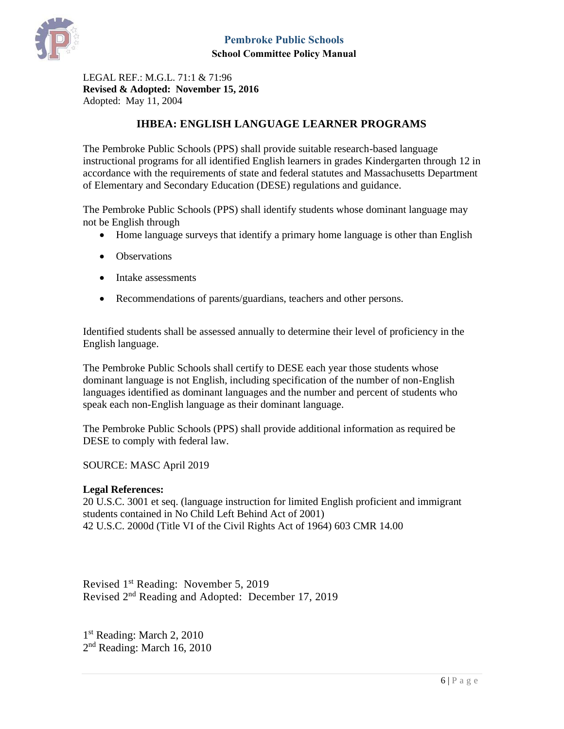LEGAL REF.: M.G.L. 71:1 & 71:96
**Revised & Adopted: November 15, 2016**
Adopted: May 11, 2004

## IHBEA: ENGLISH LANGUAGE LEARNER PROGRAMS

The Pembroke Public Schools (PPS) shall provide suitable research-based language instructional programs for all identified English learners in grades Kindergarten through 12 in accordance with the requirements of state and federal statutes and Massachusetts Department of Elementary and Secondary Education (DESE) regulations and guidance.

The Pembroke Public Schools (PPS) shall identify students whose dominant language may not be English through

- Home language surveys that identify a primary home language is other than English
- Observations
- Intake assessments
- Recommendations of parents/guardians, teachers and other persons.

Identified students shall be assessed annually to determine their level of proficiency in the English language.

The Pembroke Public Schools shall certify to DESE each year those students whose dominant language is not English, including specification of the number of non-English languages identified as dominant languages and the number and percent of students who speak each non-English language as their dominant language.

The Pembroke Public Schools (PPS) shall provide additional information as required be DESE to comply with federal law.

SOURCE: MASC April 2019

**Legal References:**
20 U.S.C. 3001 et seq. (language instruction for limited English proficient and immigrant students contained in No Child Left Behind Act of 2001)
42 U.S.C. 2000d (Title VI of the Civil Rights Act of 1964) 603 CMR 14.00

Revised 1st Reading: November 5, 2019
Revised 2nd Reading and Adopted: December 17, 2019

1st Reading: March 2, 2010
2nd Reading: March 16, 2010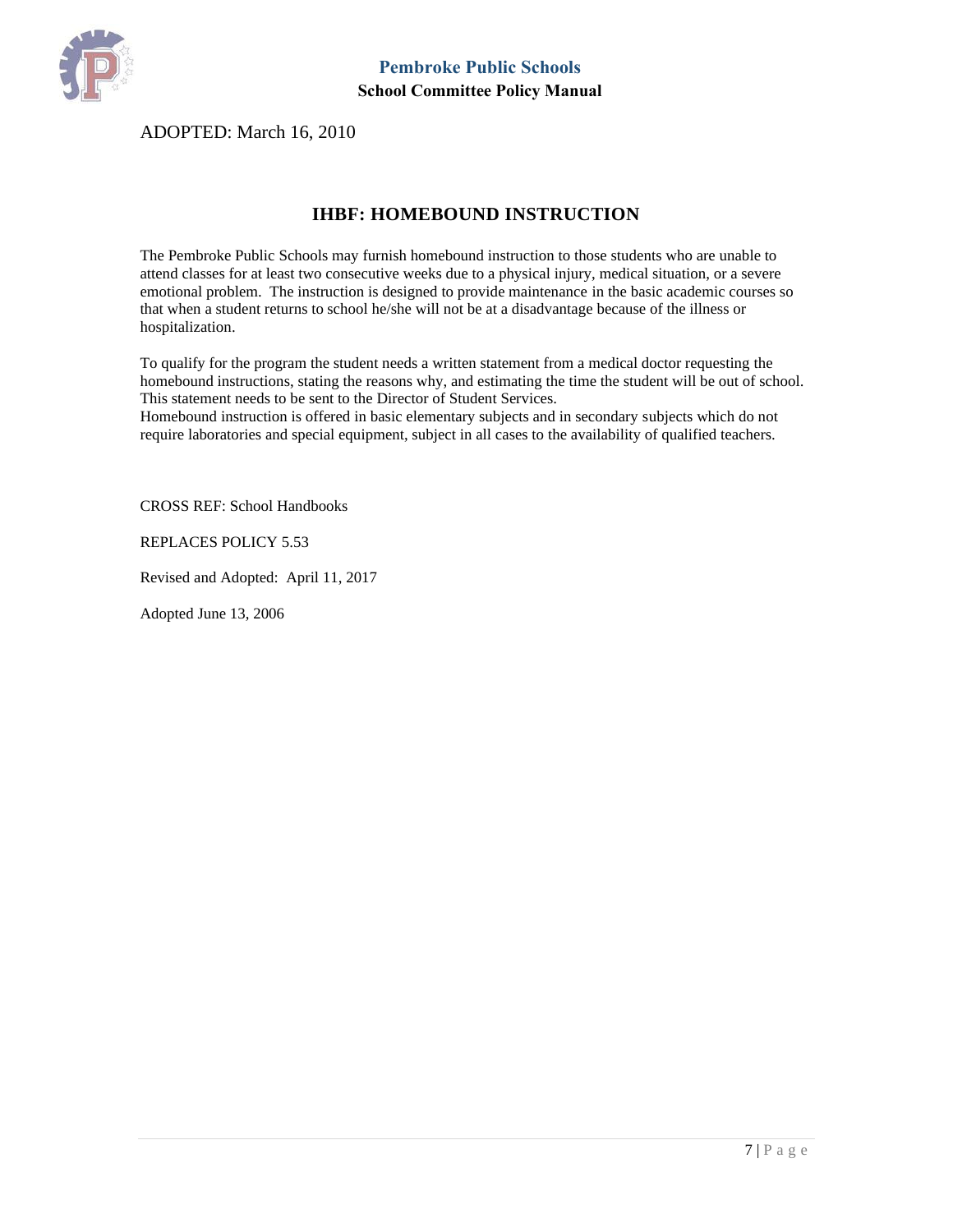ADOPTED: March 16, 2010

## IHBF: HOMEBOUND INSTRUCTION

The Pembroke Public Schools may furnish homebound instruction to those students who are unable to attend classes for at least two consecutive weeks due to a physical injury, medical situation, or a severe emotional problem. The instruction is designed to provide maintenance in the basic academic courses so that when a student returns to school he/she will not be at a disadvantage because of the illness or hospitalization.

To qualify for the program the student needs a written statement from a medical doctor requesting the homebound instructions, stating the reasons why, and estimating the time the student will be out of school. This statement needs to be sent to the Director of Student Services.
Homebound instruction is offered in basic elementary subjects and in secondary subjects which do not require laboratories and special equipment, subject in all cases to the availability of qualified teachers.

CROSS REF: School Handbooks

REPLACES POLICY 5.53

Revised and Adopted: April 11, 2017

Adopted June 13, 2006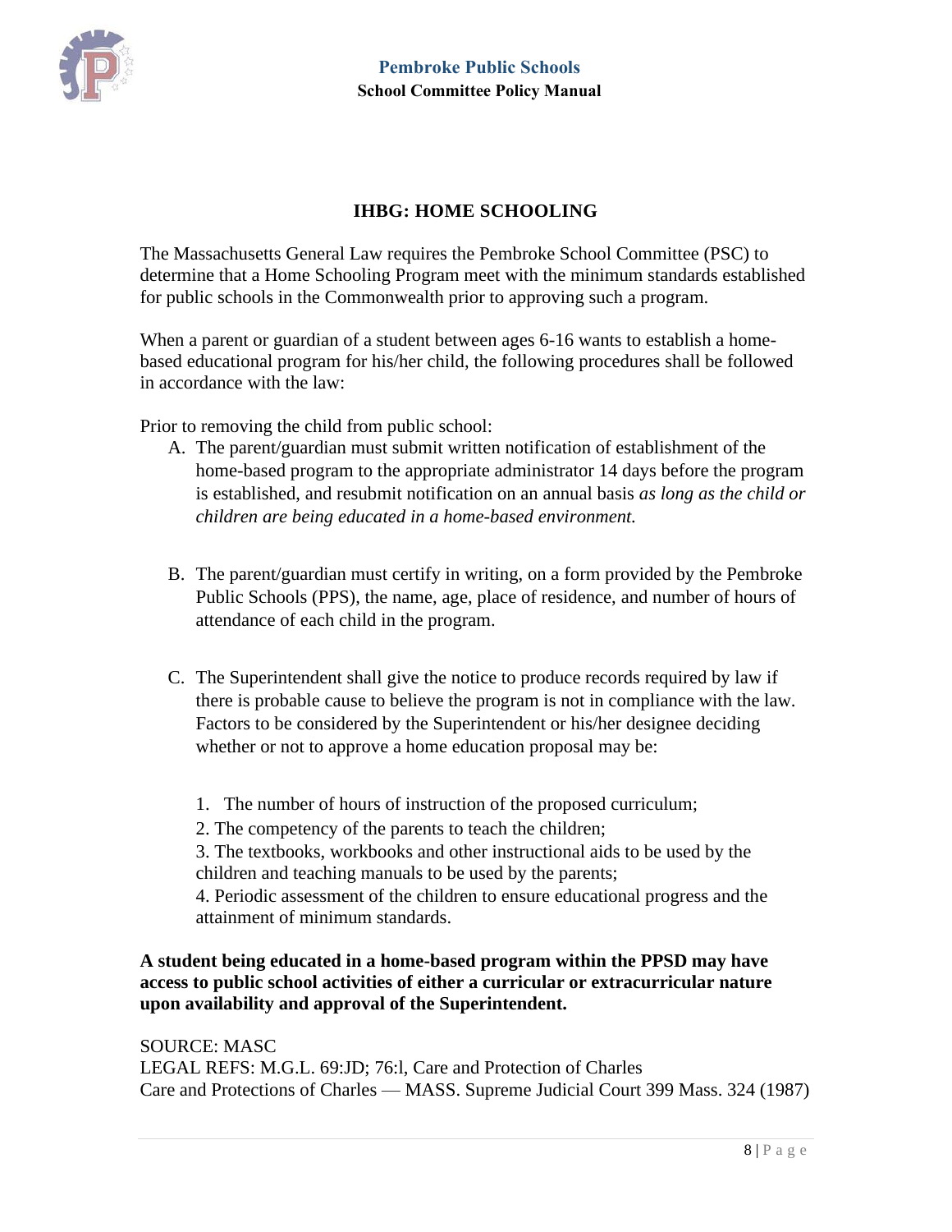# IHBG: HOME SCHOOLING

The Massachusetts General Law requires the Pembroke School Committee (PSC) to determine that a Home Schooling Program meet with the minimum standards established for public schools in the Commonwealth prior to approving such a program.

When a parent or guardian of a student between ages 6-16 wants to establish a home-based educational program for his/her child, the following procedures shall be followed in accordance with the law:

Prior to removing the child from public school:

A. The parent/guardian must submit written notification of establishment of the home-based program to the appropriate administrator 14 days before the program is established, and resubmit notification on an annual basis *as long as the child or children are being educated in a home-based environment.*

B. The parent/guardian must certify in writing, on a form provided by the Pembroke Public Schools (PPS), the name, age, place of residence, and number of hours of attendance of each child in the program.

C. The Superintendent shall give the notice to produce records required by law if there is probable cause to believe the program is not in compliance with the law. Factors to be considered by the Superintendent or his/her designee deciding whether or not to approve a home education proposal may be:

   1. The number of hours of instruction of the proposed curriculum;
   2. The competency of the parents to teach the children;
   3. The textbooks, workbooks and other instructional aids to be used by the children and teaching manuals to be used by the parents;
   4. Periodic assessment of the children to ensure educational progress and the attainment of minimum standards.

**A student being educated in a home-based program within the PPSD may have access to public school activities of either a curricular or extracurricular nature upon availability and approval of the Superintendent.**

SOURCE: MASC
LEGAL REFS: M.G.L. 69:JD; 76:l, Care and Protection of Charles
Care and Protections of Charles — MASS. Supreme Judicial Court 399 Mass. 324 (1987)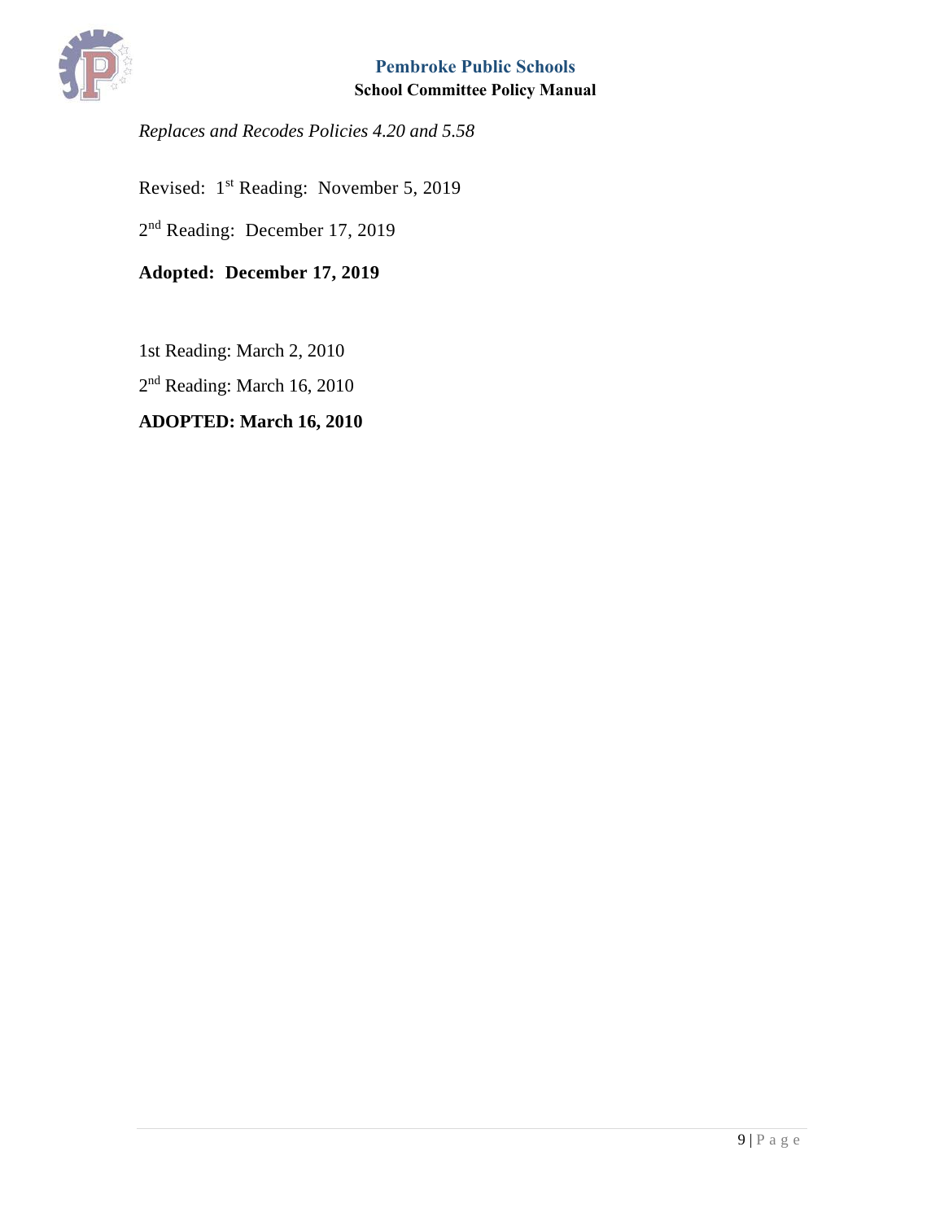*Replaces and Recodes Policies 4.20 and 5.58*

Revised: 1st Reading: November 5, 2019

2nd Reading: December 17, 2019

**Adopted: December 17, 2019**

1st Reading: March 2, 2010

2nd Reading: March 16, 2010

**ADOPTED: March 16, 2010**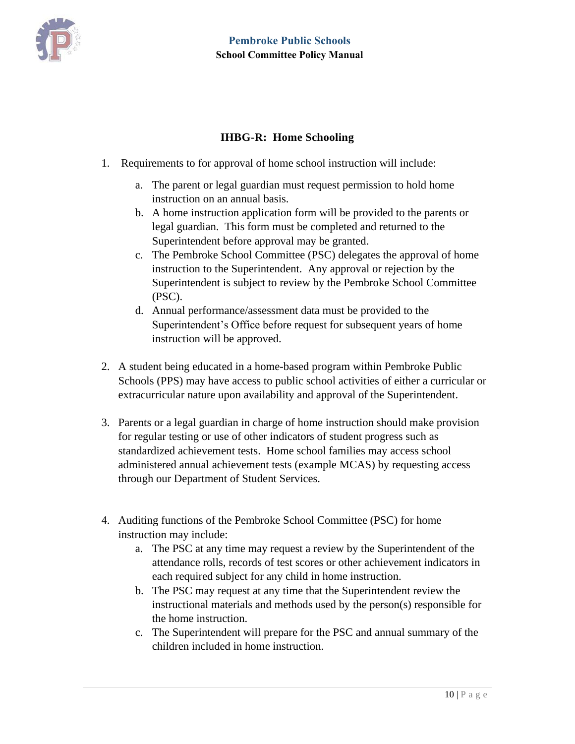# IHBG-R: Home Schooling

1. Requirements to for approval of home school instruction will include:
   a. The parent or legal guardian must request permission to hold home instruction on an annual basis.
   b. A home instruction application form will be provided to the parents or legal guardian. This form must be completed and returned to the Superintendent before approval may be granted.
   c. The Pembroke School Committee (PSC) delegates the approval of home instruction to the Superintendent. Any approval or rejection by the Superintendent is subject to review by the Pembroke School Committee (PSC).
   d. Annual performance/assessment data must be provided to the Superintendent's Office before request for subsequent years of home instruction will be approved.

2. A student being educated in a home-based program within Pembroke Public Schools (PPS) may have access to public school activities of either a curricular or extracurricular nature upon availability and approval of the Superintendent.

3. Parents or a legal guardian in charge of home instruction should make provision for regular testing or use of other indicators of student progress such as standardized achievement tests. Home school families may access school administered annual achievement tests (example MCAS) by requesting access through our Department of Student Services.

4. Auditing functions of the Pembroke School Committee (PSC) for home instruction may include:
   a. The PSC at any time may request a review by the Superintendent of the attendance rolls, records of test scores or other achievement indicators in each required subject for any child in home instruction.
   b. The PSC may request at any time that the Superintendent review the instructional materials and methods used by the person(s) responsible for the home instruction.
   c. The Superintendent will prepare for the PSC and annual summary of the children included in home instruction.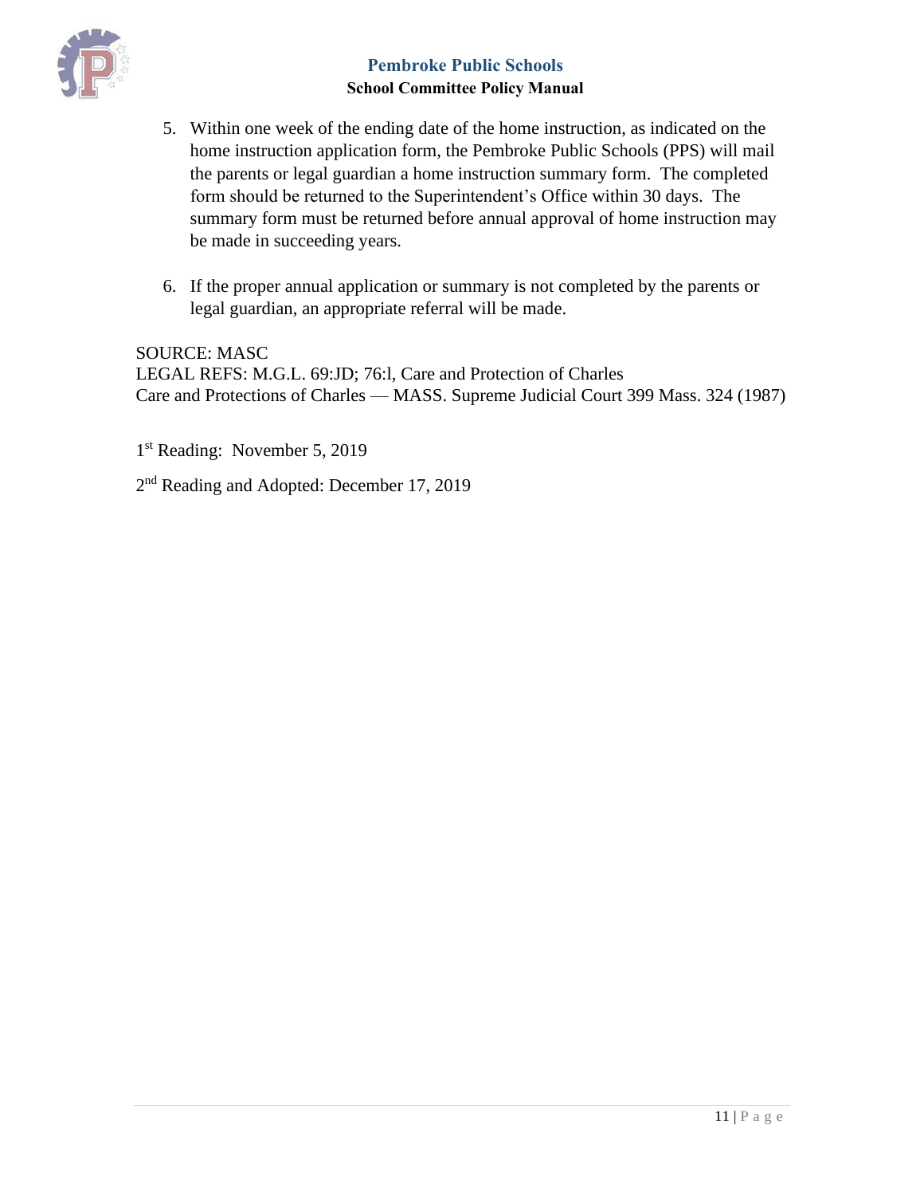5. Within one week of the ending date of the home instruction, as indicated on the home instruction application form, the Pembroke Public Schools (PPS) will mail the parents or legal guardian a home instruction summary form. The completed form should be returned to the Superintendent's Office within 30 days. The summary form must be returned before annual approval of home instruction may be made in succeeding years.

6. If the proper annual application or summary is not completed by the parents or legal guardian, an appropriate referral will be made.

SOURCE: MASC
LEGAL REFS: M.G.L. 69:JD; 76:l, Care and Protection of Charles
Care and Protections of Charles — MASS. Supreme Judicial Court 399 Mass. 324 (1987)

1st Reading: November 5, 2019

2nd Reading and Adopted: December 17, 2019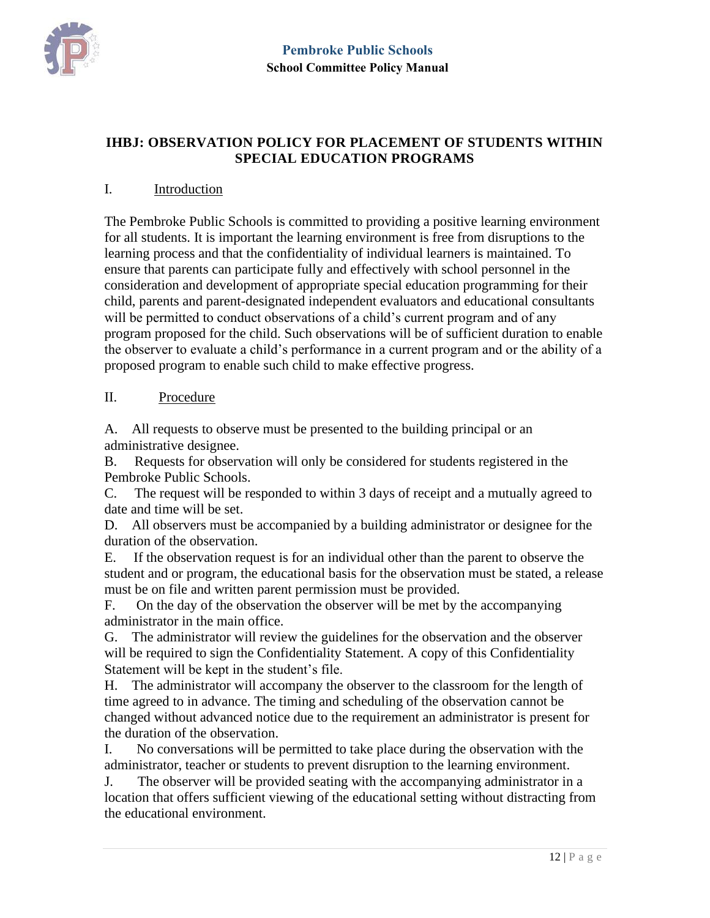## IHBJ: OBSERVATION POLICY FOR PLACEMENT OF STUDENTS WITHIN SPECIAL EDUCATION PROGRAMS

### I. Introduction

The Pembroke Public Schools is committed to providing a positive learning environment for all students. It is important the learning environment is free from disruptions to the learning process and that the confidentiality of individual learners is maintained. To ensure that parents can participate fully and effectively with school personnel in the consideration and development of appropriate special education programming for their child, parents and parent-designated independent evaluators and educational consultants will be permitted to conduct observations of a child's current program and of any program proposed for the child. Such observations will be of sufficient duration to enable the observer to evaluate a child's performance in a current program and or the ability of a proposed program to enable such child to make effective progress.

### II. Procedure

A. All requests to observe must be presented to the building principal or an administrative designee.

B. Requests for observation will only be considered for students registered in the Pembroke Public Schools.

C. The request will be responded to within 3 days of receipt and a mutually agreed to date and time will be set.

D. All observers must be accompanied by a building administrator or designee for the duration of the observation.

E. If the observation request is for an individual other than the parent to observe the student and or program, the educational basis for the observation must be stated, a release must be on file and written parent permission must be provided.

F. On the day of the observation the observer will be met by the accompanying administrator in the main office.

G. The administrator will review the guidelines for the observation and the observer will be required to sign the Confidentiality Statement. A copy of this Confidentiality Statement will be kept in the student's file.

H. The administrator will accompany the observer to the classroom for the length of time agreed to in advance. The timing and scheduling of the observation cannot be changed without advanced notice due to the requirement an administrator is present for the duration of the observation.

I. No conversations will be permitted to take place during the observation with the administrator, teacher or students to prevent disruption to the learning environment.

J. The observer will be provided seating with the accompanying administrator in a location that offers sufficient viewing of the educational setting without distracting from the educational environment.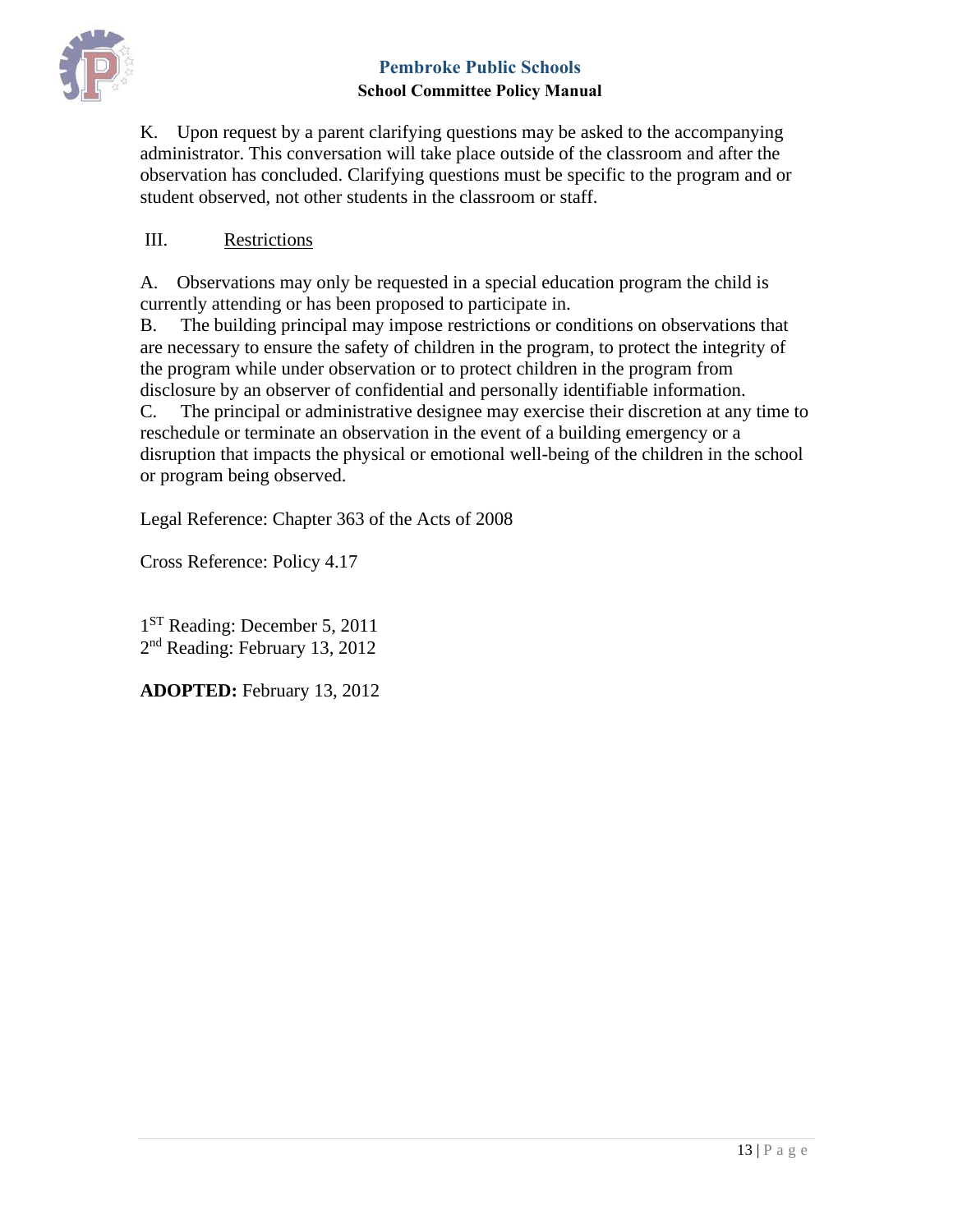K. Upon request by a parent clarifying questions may be asked to the accompanying administrator. This conversation will take place outside of the classroom and after the observation has concluded. Clarifying questions must be specific to the program and or student observed, not other students in the classroom or staff.

III. Restrictions

A. Observations may only be requested in a special education program the child is currently attending or has been proposed to participate in.
B. The building principal may impose restrictions or conditions on observations that are necessary to ensure the safety of children in the program, to protect the integrity of the program while under observation or to protect children in the program from disclosure by an observer of confidential and personally identifiable information.
C. The principal or administrative designee may exercise their discretion at any time to reschedule or terminate an observation in the event of a building emergency or a disruption that impacts the physical or emotional well-being of the children in the school or program being observed.

Legal Reference: Chapter 363 of the Acts of 2008

Cross Reference: Policy 4.17

1ST Reading: December 5, 2011
2nd Reading: February 13, 2012

**ADOPTED:** February 13, 2012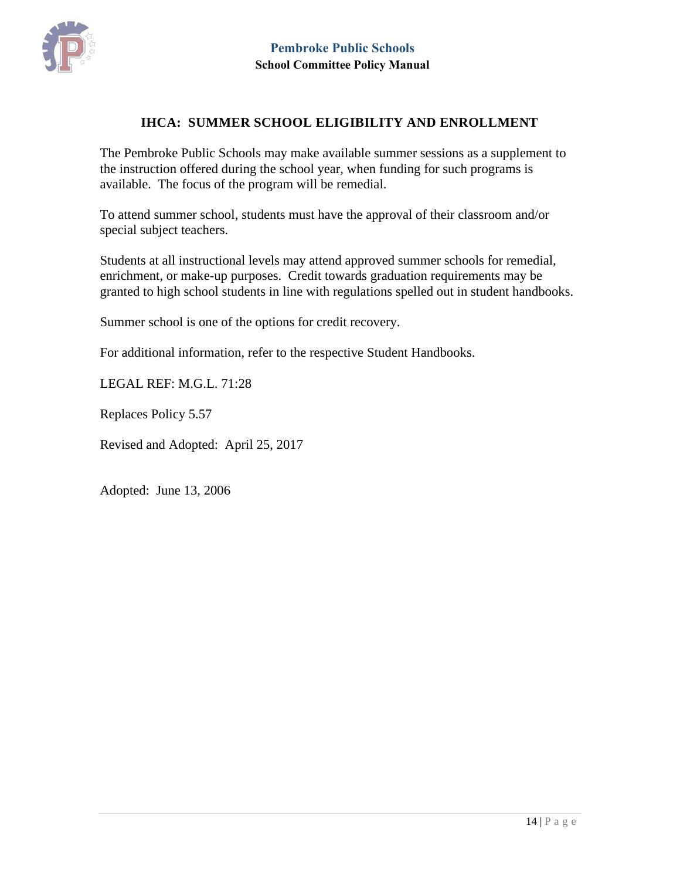# IHCA: SUMMER SCHOOL ELIGIBILITY AND ENROLLMENT

The Pembroke Public Schools may make available summer sessions as a supplement to the instruction offered during the school year, when funding for such programs is available. The focus of the program will be remedial.

To attend summer school, students must have the approval of their classroom and/or special subject teachers.

Students at all instructional levels may attend approved summer schools for remedial, enrichment, or make-up purposes. Credit towards graduation requirements may be granted to high school students in line with regulations spelled out in student handbooks.

Summer school is one of the options for credit recovery.

For additional information, refer to the respective Student Handbooks.

LEGAL REF: M.G.L. 71:28

Replaces Policy 5.57

Revised and Adopted: April 25, 2017

Adopted: June 13, 2006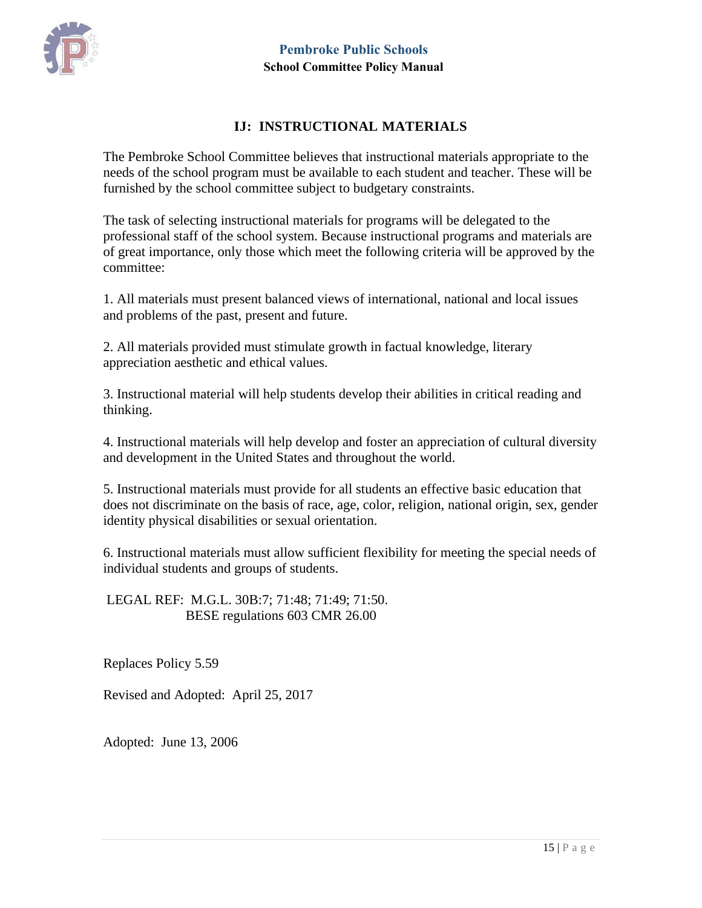## IJ: INSTRUCTIONAL MATERIALS

The Pembroke School Committee believes that instructional materials appropriate to the needs of the school program must be available to each student and teacher. These will be furnished by the school committee subject to budgetary constraints.

The task of selecting instructional materials for programs will be delegated to the professional staff of the school system. Because instructional programs and materials are of great importance, only those which meet the following criteria will be approved by the committee:

1. All materials must present balanced views of international, national and local issues and problems of the past, present and future.

2. All materials provided must stimulate growth in factual knowledge, literary appreciation aesthetic and ethical values.

3. Instructional material will help students develop their abilities in critical reading and thinking.

4. Instructional materials will help develop and foster an appreciation of cultural diversity and development in the United States and throughout the world.

5. Instructional materials must provide for all students an effective basic education that does not discriminate on the basis of race, age, color, religion, national origin, sex, gender identity physical disabilities or sexual orientation.

6. Instructional materials must allow sufficient flexibility for meeting the special needs of individual students and groups of students.

LEGAL REF: M.G.L. 30B:7; 71:48; 71:49; 71:50.
BESE regulations 603 CMR 26.00

Replaces Policy 5.59

Revised and Adopted: April 25, 2017

Adopted: June 13, 2006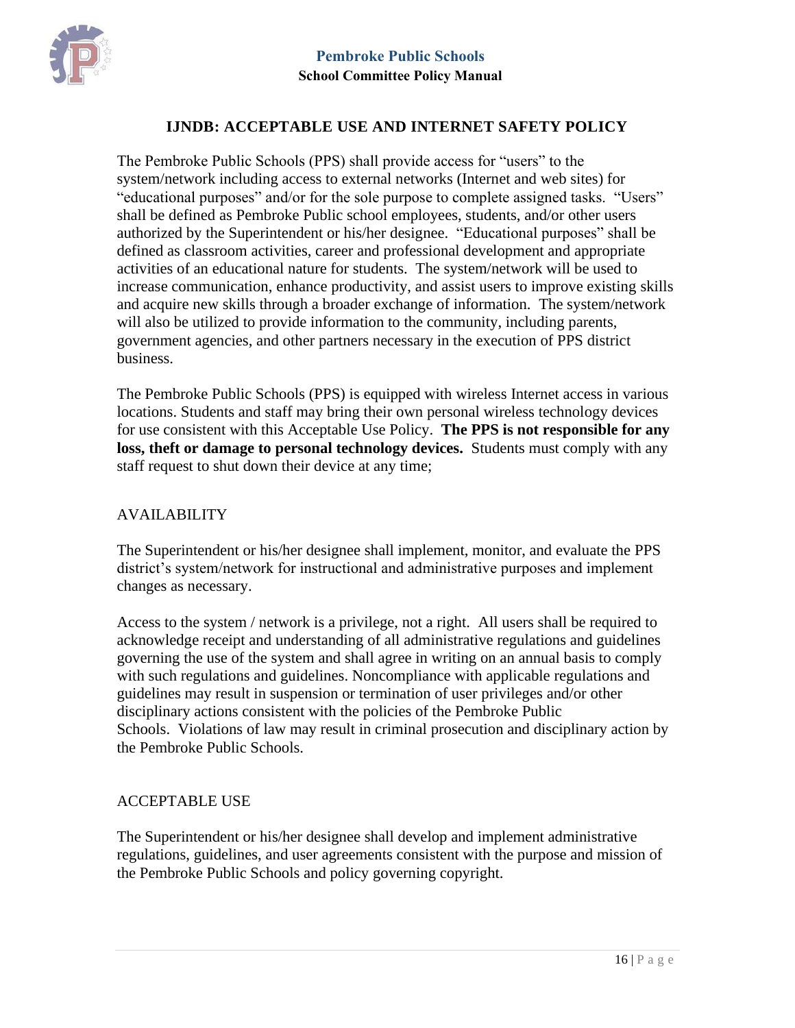## IJNDB: ACCEPTABLE USE AND INTERNET SAFETY POLICY

The Pembroke Public Schools (PPS) shall provide access for "users" to the system/network including access to external networks (Internet and web sites) for "educational purposes" and/or for the sole purpose to complete assigned tasks. "Users" shall be defined as Pembroke Public school employees, students, and/or other users authorized by the Superintendent or his/her designee. "Educational purposes" shall be defined as classroom activities, career and professional development and appropriate activities of an educational nature for students. The system/network will be used to increase communication, enhance productivity, and assist users to improve existing skills and acquire new skills through a broader exchange of information. The system/network will also be utilized to provide information to the community, including parents, government agencies, and other partners necessary in the execution of PPS district business.

The Pembroke Public Schools (PPS) is equipped with wireless Internet access in various locations. Students and staff may bring their own personal wireless technology devices for use consistent with this Acceptable Use Policy. **The PPS is not responsible for any loss, theft or damage to personal technology devices.** Students must comply with any staff request to shut down their device at any time;

### AVAILABILITY

The Superintendent or his/her designee shall implement, monitor, and evaluate the PPS district's system/network for instructional and administrative purposes and implement changes as necessary.

Access to the system / network is a privilege, not a right. All users shall be required to acknowledge receipt and understanding of all administrative regulations and guidelines governing the use of the system and shall agree in writing on an annual basis to comply with such regulations and guidelines. Noncompliance with applicable regulations and guidelines may result in suspension or termination of user privileges and/or other disciplinary actions consistent with the policies of the Pembroke Public Schools. Violations of law may result in criminal prosecution and disciplinary action by the Pembroke Public Schools.

### ACCEPTABLE USE

The Superintendent or his/her designee shall develop and implement administrative regulations, guidelines, and user agreements consistent with the purpose and mission of the Pembroke Public Schools and policy governing copyright.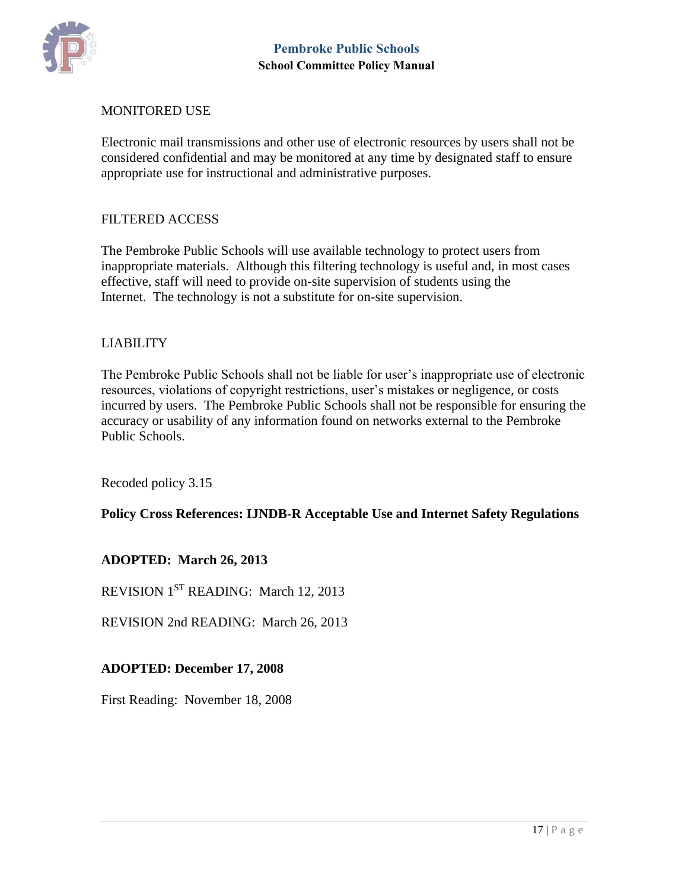MONITORED USE

Electronic mail transmissions and other use of electronic resources by users shall not be considered confidential and may be monitored at any time by designated staff to ensure appropriate use for instructional and administrative purposes.

FILTERED ACCESS

The Pembroke Public Schools will use available technology to protect users from inappropriate materials. Although this filtering technology is useful and, in most cases effective, staff will need to provide on-site supervision of students using the Internet. The technology is not a substitute for on-site supervision.

LIABILITY

The Pembroke Public Schools shall not be liable for user's inappropriate use of electronic resources, violations of copyright restrictions, user's mistakes or negligence, or costs incurred by users. The Pembroke Public Schools shall not be responsible for ensuring the accuracy or usability of any information found on networks external to the Pembroke Public Schools.

Recoded policy 3.15

**Policy Cross References: IJNDB-R Acceptable Use and Internet Safety Regulations**

**ADOPTED: March 26, 2013**

REVISION 1ST READING: March 12, 2013

REVISION 2nd READING: March 26, 2013

**ADOPTED: December 17, 2008**

First Reading: November 18, 2008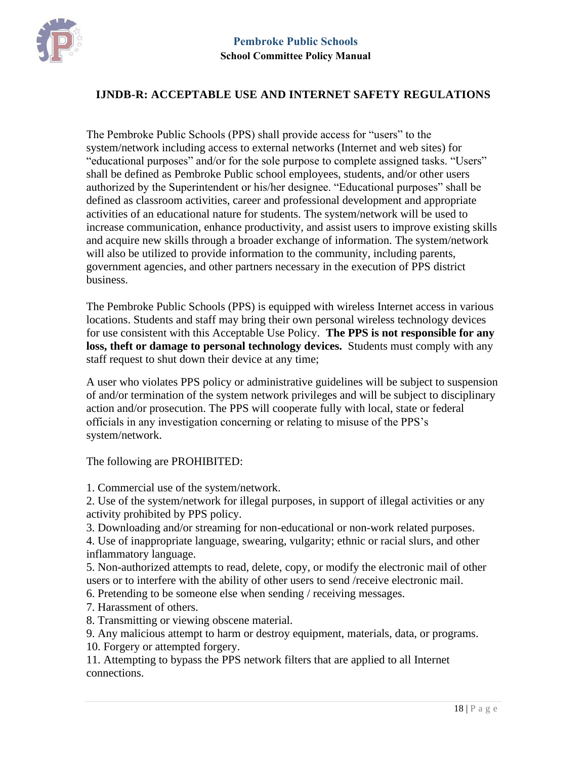## IJNDB-R: ACCEPTABLE USE AND INTERNET SAFETY REGULATIONS

The Pembroke Public Schools (PPS) shall provide access for "users" to the system/network including access to external networks (Internet and web sites) for "educational purposes" and/or for the sole purpose to complete assigned tasks. "Users" shall be defined as Pembroke Public school employees, students, and/or other users authorized by the Superintendent or his/her designee. "Educational purposes" shall be defined as classroom activities, career and professional development and appropriate activities of an educational nature for students. The system/network will be used to increase communication, enhance productivity, and assist users to improve existing skills and acquire new skills through a broader exchange of information. The system/network will also be utilized to provide information to the community, including parents, government agencies, and other partners necessary in the execution of PPS district business.

The Pembroke Public Schools (PPS) is equipped with wireless Internet access in various locations. Students and staff may bring their own personal wireless technology devices for use consistent with this Acceptable Use Policy. **The PPS is not responsible for any loss, theft or damage to personal technology devices.** Students must comply with any staff request to shut down their device at any time;

A user who violates PPS policy or administrative guidelines will be subject to suspension of and/or termination of the system network privileges and will be subject to disciplinary action and/or prosecution. The PPS will cooperate fully with local, state or federal officials in any investigation concerning or relating to misuse of the PPS's system/network.

The following are PROHIBITED:

1. Commercial use of the system/network.
2. Use of the system/network for illegal purposes, in support of illegal activities or any activity prohibited by PPS policy.
3. Downloading and/or streaming for non-educational or non-work related purposes.
4. Use of inappropriate language, swearing, vulgarity; ethnic or racial slurs, and other inflammatory language.
5. Non-authorized attempts to read, delete, copy, or modify the electronic mail of other users or to interfere with the ability of other users to send /receive electronic mail.
6. Pretending to be someone else when sending / receiving messages.
7. Harassment of others.
8. Transmitting or viewing obscene material.
9. Any malicious attempt to harm or destroy equipment, materials, data, or programs.
10. Forgery or attempted forgery.
11. Attempting to bypass the PPS network filters that are applied to all Internet connections.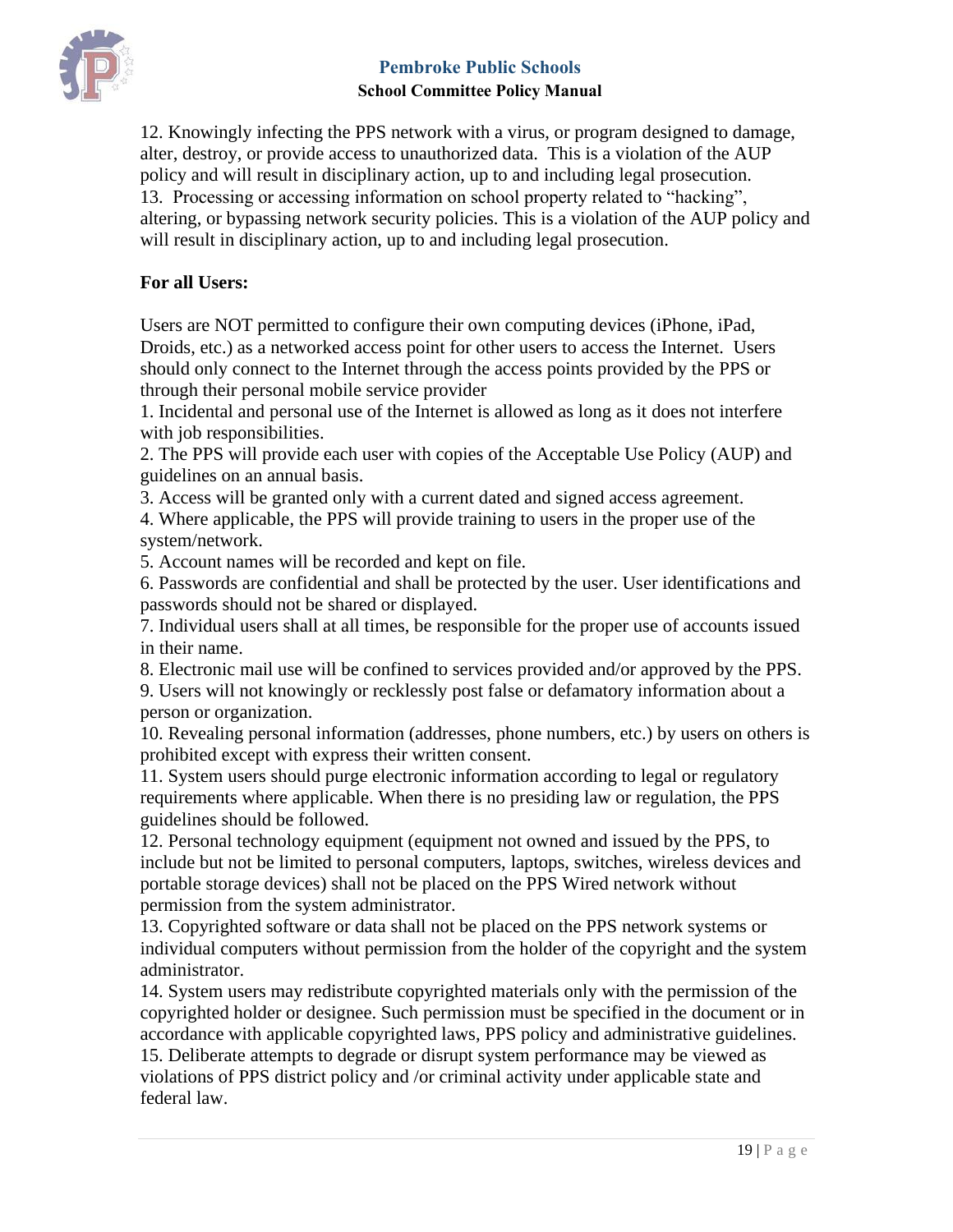12. Knowingly infecting the PPS network with a virus, or program designed to damage, alter, destroy, or provide access to unauthorized data. This is a violation of the AUP policy and will result in disciplinary action, up to and including legal prosecution.
13. Processing or accessing information on school property related to "hacking", altering, or bypassing network security policies. This is a violation of the AUP policy and will result in disciplinary action, up to and including legal prosecution.

**For all Users:**

Users are NOT permitted to configure their own computing devices (iPhone, iPad, Droids, etc.) as a networked access point for other users to access the Internet. Users should only connect to the Internet through the access points provided by the PPS or through their personal mobile service provider

1. Incidental and personal use of the Internet is allowed as long as it does not interfere with job responsibilities.
2. The PPS will provide each user with copies of the Acceptable Use Policy (AUP) and guidelines on an annual basis.
3. Access will be granted only with a current dated and signed access agreement.
4. Where applicable, the PPS will provide training to users in the proper use of the system/network.
5. Account names will be recorded and kept on file.
6. Passwords are confidential and shall be protected by the user. User identifications and passwords should not be shared or displayed.
7. Individual users shall at all times, be responsible for the proper use of accounts issued in their name.
8. Electronic mail use will be confined to services provided and/or approved by the PPS.
9. Users will not knowingly or recklessly post false or defamatory information about a person or organization.
10. Revealing personal information (addresses, phone numbers, etc.) by users on others is prohibited except with express their written consent.
11. System users should purge electronic information according to legal or regulatory requirements where applicable. When there is no presiding law or regulation, the PPS guidelines should be followed.
12. Personal technology equipment (equipment not owned and issued by the PPS, to include but not be limited to personal computers, laptops, switches, wireless devices and portable storage devices) shall not be placed on the PPS Wired network without permission from the system administrator.
13. Copyrighted software or data shall not be placed on the PPS network systems or individual computers without permission from the holder of the copyright and the system administrator.
14. System users may redistribute copyrighted materials only with the permission of the copyrighted holder or designee. Such permission must be specified in the document or in accordance with applicable copyrighted laws, PPS policy and administrative guidelines.
15. Deliberate attempts to degrade or disrupt system performance may be viewed as violations of PPS district policy and /or criminal activity under applicable state and federal law.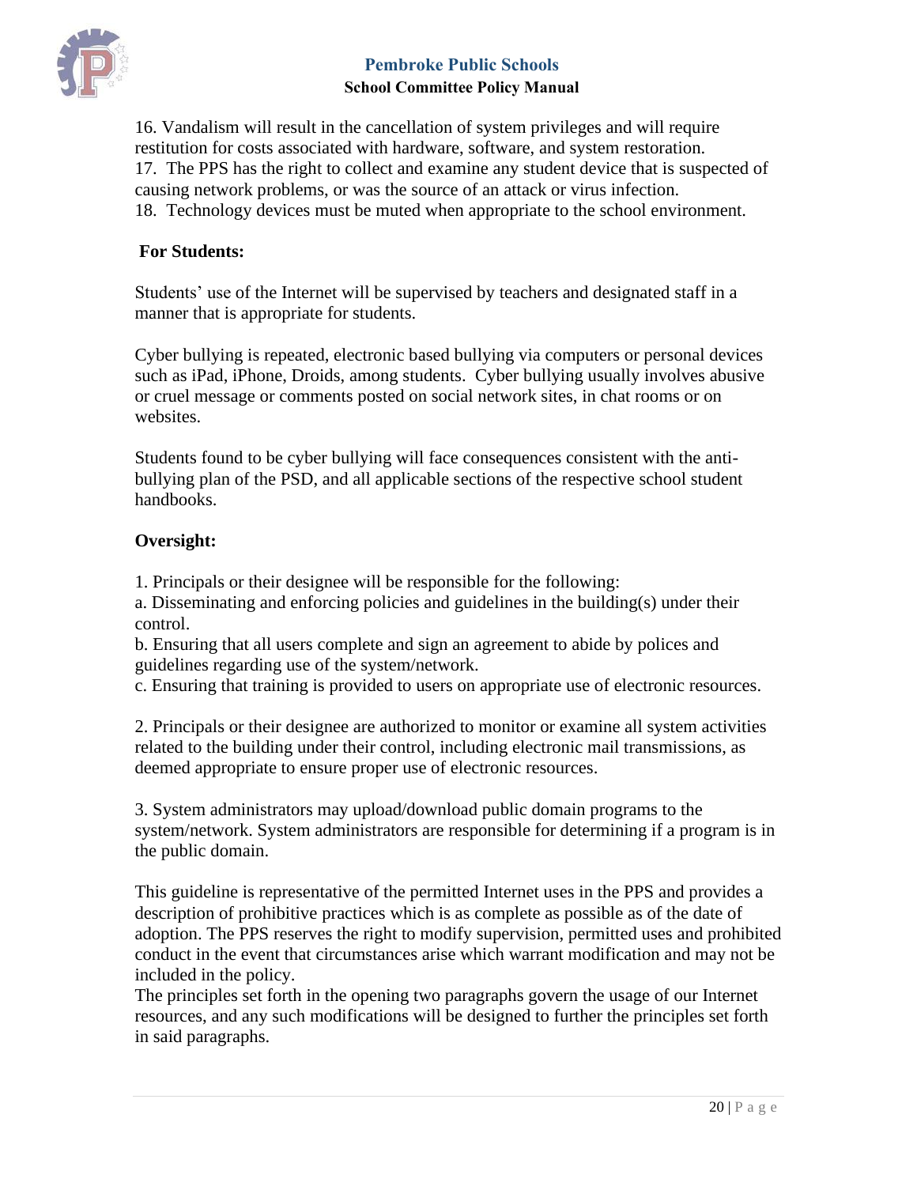16. Vandalism will result in the cancellation of system privileges and will require restitution for costs associated with hardware, software, and system restoration.
17. The PPS has the right to collect and examine any student device that is suspected of causing network problems, or was the source of an attack or virus infection.
18. Technology devices must be muted when appropriate to the school environment.

**For Students:**

Students' use of the Internet will be supervised by teachers and designated staff in a manner that is appropriate for students.

Cyber bullying is repeated, electronic based bullying via computers or personal devices such as iPad, iPhone, Droids, among students. Cyber bullying usually involves abusive or cruel message or comments posted on social network sites, in chat rooms or on websites.

Students found to be cyber bullying will face consequences consistent with the anti-bullying plan of the PSD, and all applicable sections of the respective school student handbooks.

**Oversight:**

1. Principals or their designee will be responsible for the following:
a. Disseminating and enforcing policies and guidelines in the building(s) under their control.
b. Ensuring that all users complete and sign an agreement to abide by polices and guidelines regarding use of the system/network.
c. Ensuring that training is provided to users on appropriate use of electronic resources.

2. Principals or their designee are authorized to monitor or examine all system activities related to the building under their control, including electronic mail transmissions, as deemed appropriate to ensure proper use of electronic resources.

3. System administrators may upload/download public domain programs to the system/network. System administrators are responsible for determining if a program is in the public domain.

This guideline is representative of the permitted Internet uses in the PPS and provides a description of prohibitive practices which is as complete as possible as of the date of adoption. The PPS reserves the right to modify supervision, permitted uses and prohibited conduct in the event that circumstances arise which warrant modification and may not be included in the policy.
The principles set forth in the opening two paragraphs govern the usage of our Internet resources, and any such modifications will be designed to further the principles set forth in said paragraphs.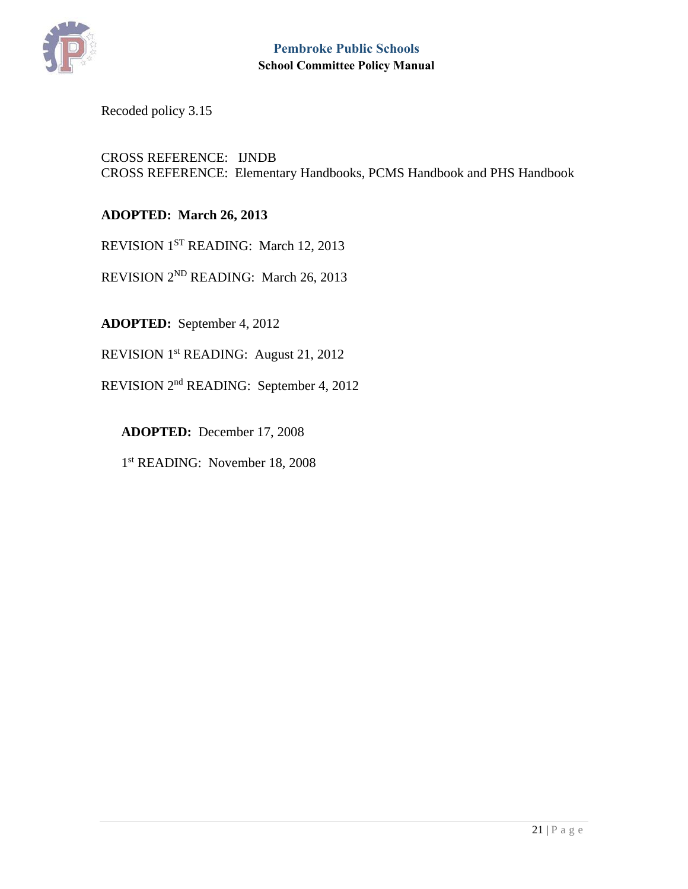Recoded policy 3.15

CROSS REFERENCE: IJNDB
CROSS REFERENCE: Elementary Handbooks, PCMS Handbook and PHS Handbook

**ADOPTED: March 26, 2013**

REVISION 1ST READING: March 12, 2013

REVISION 2ND READING: March 26, 2013

**ADOPTED:** September 4, 2012

REVISION 1st READING: August 21, 2012

REVISION 2nd READING: September 4, 2012

**ADOPTED:** December 17, 2008

1st READING: November 18, 2008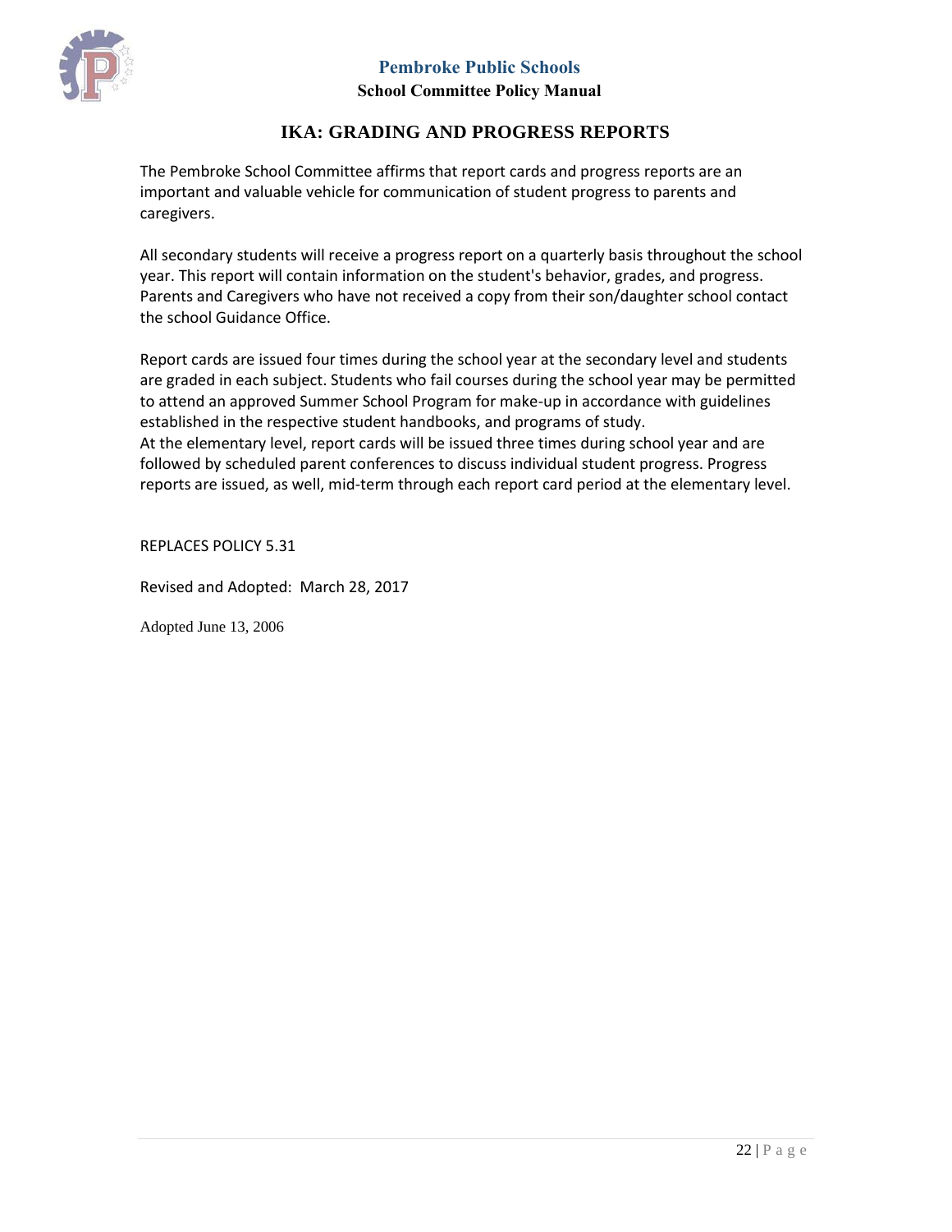# IKA: GRADING AND PROGRESS REPORTS

The Pembroke School Committee affirms that report cards and progress reports are an important and valuable vehicle for communication of student progress to parents and caregivers.

All secondary students will receive a progress report on a quarterly basis throughout the school year. This report will contain information on the student's behavior, grades, and progress. Parents and Caregivers who have not received a copy from their son/daughter school contact the school Guidance Office.

Report cards are issued four times during the school year at the secondary level and students are graded in each subject. Students who fail courses during the school year may be permitted to attend an approved Summer School Program for make-up in accordance with guidelines established in the respective student handbooks, and programs of study.
At the elementary level, report cards will be issued three times during school year and are followed by scheduled parent conferences to discuss individual student progress. Progress reports are issued, as well, mid-term through each report card period at the elementary level.

REPLACES POLICY 5.31

Revised and Adopted: March 28, 2017

Adopted June 13, 2006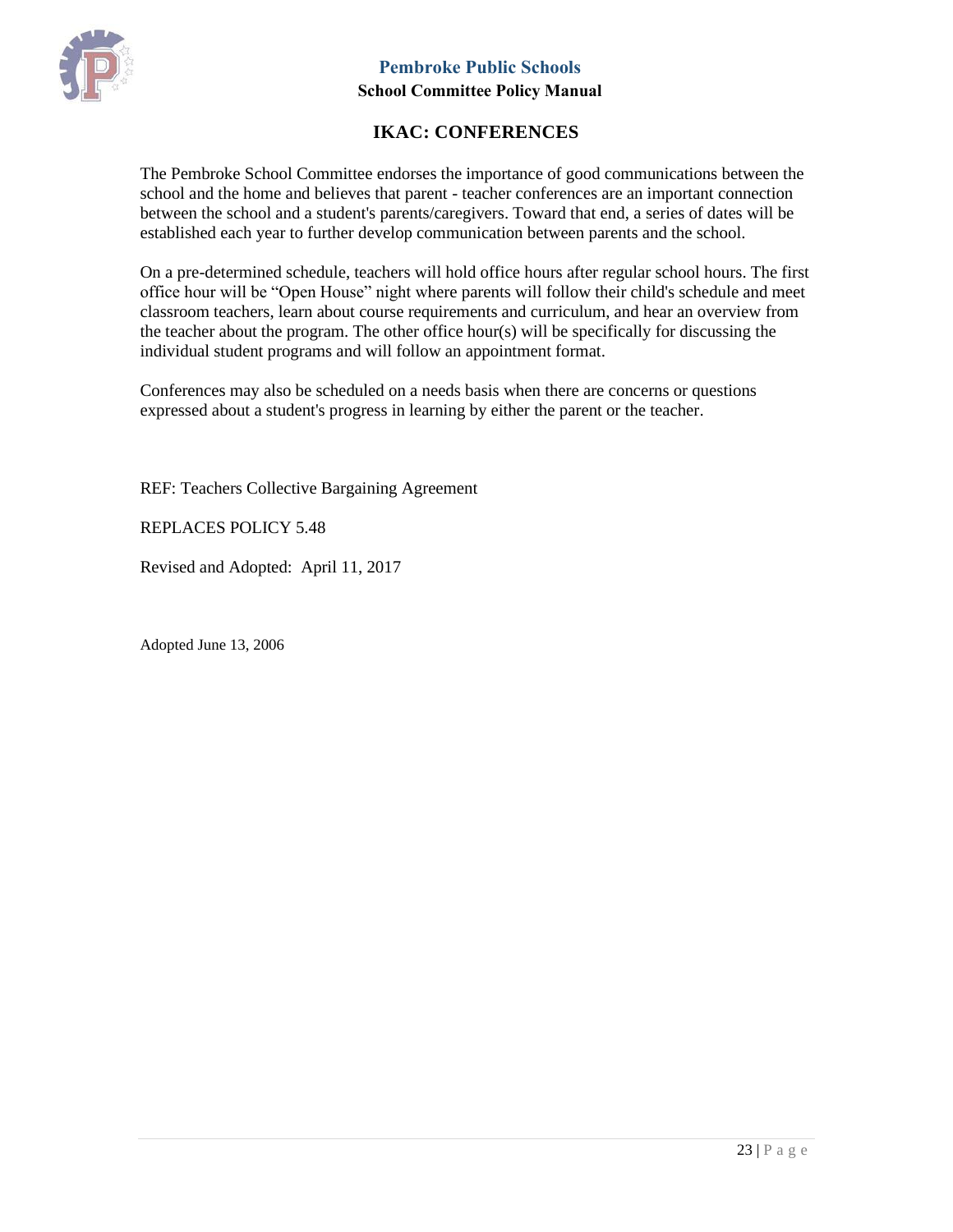# IKAC: CONFERENCES

The Pembroke School Committee endorses the importance of good communications between the school and the home and believes that parent - teacher conferences are an important connection between the school and a student's parents/caregivers. Toward that end, a series of dates will be established each year to further develop communication between parents and the school.

On a pre-determined schedule, teachers will hold office hours after regular school hours. The first office hour will be "Open House" night where parents will follow their child's schedule and meet classroom teachers, learn about course requirements and curriculum, and hear an overview from the teacher about the program. The other office hour(s) will be specifically for discussing the individual student programs and will follow an appointment format.

Conferences may also be scheduled on a needs basis when there are concerns or questions expressed about a student's progress in learning by either the parent or the teacher.

REF: Teachers Collective Bargaining Agreement

REPLACES POLICY 5.48

Revised and Adopted: April 11, 2017

Adopted June 13, 2006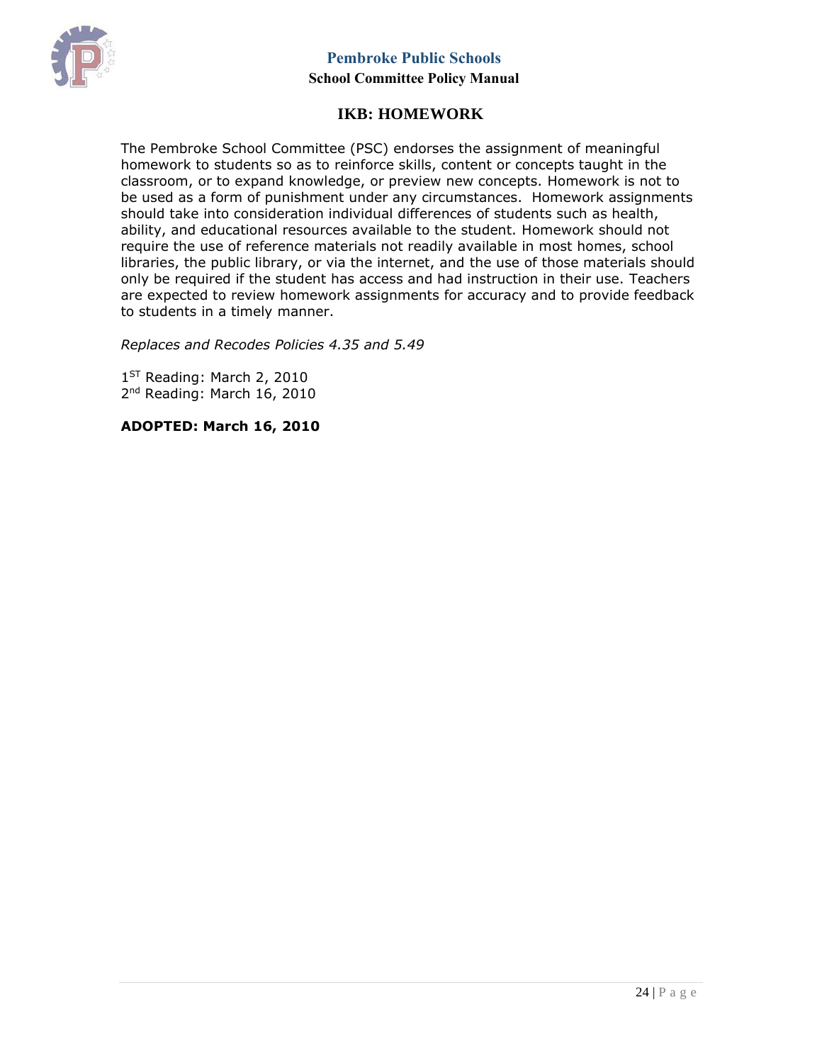# IKB: HOMEWORK

The Pembroke School Committee (PSC) endorses the assignment of meaningful homework to students so as to reinforce skills, content or concepts taught in the classroom, or to expand knowledge, or preview new concepts. Homework is not to be used as a form of punishment under any circumstances. Homework assignments should take into consideration individual differences of students such as health, ability, and educational resources available to the student. Homework should not require the use of reference materials not readily available in most homes, school libraries, the public library, or via the internet, and the use of those materials should only be required if the student has access and had instruction in their use. Teachers are expected to review homework assignments for accuracy and to provide feedback to students in a timely manner.

*Replaces and Recodes Policies 4.35 and 5.49*

1ST Reading: March 2, 2010
2nd Reading: March 16, 2010

**ADOPTED: March 16, 2010**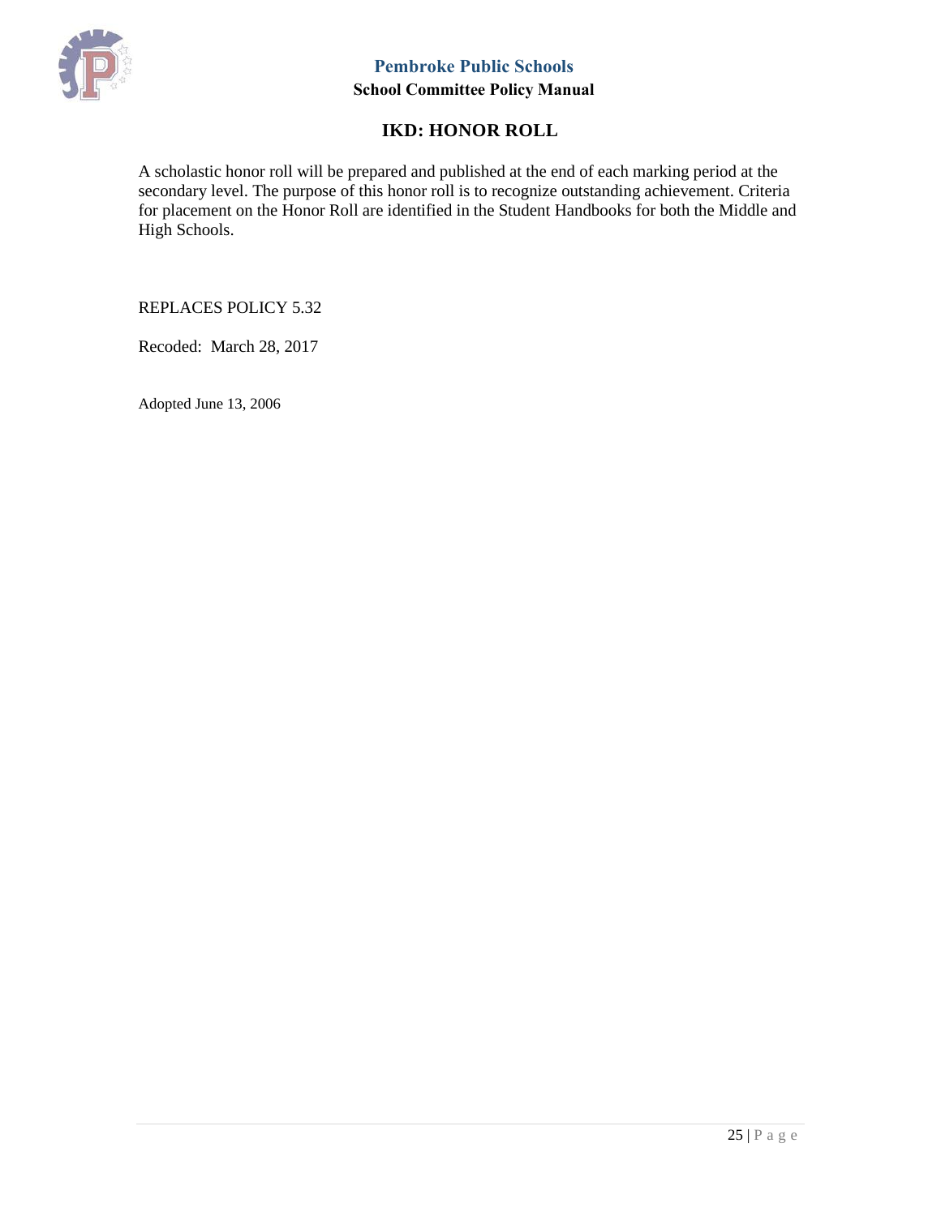# IKD: HONOR ROLL

A scholastic honor roll will be prepared and published at the end of each marking period at the secondary level. The purpose of this honor roll is to recognize outstanding achievement. Criteria for placement on the Honor Roll are identified in the Student Handbooks for both the Middle and High Schools.

REPLACES POLICY 5.32

Recoded: March 28, 2017

Adopted June 13, 2006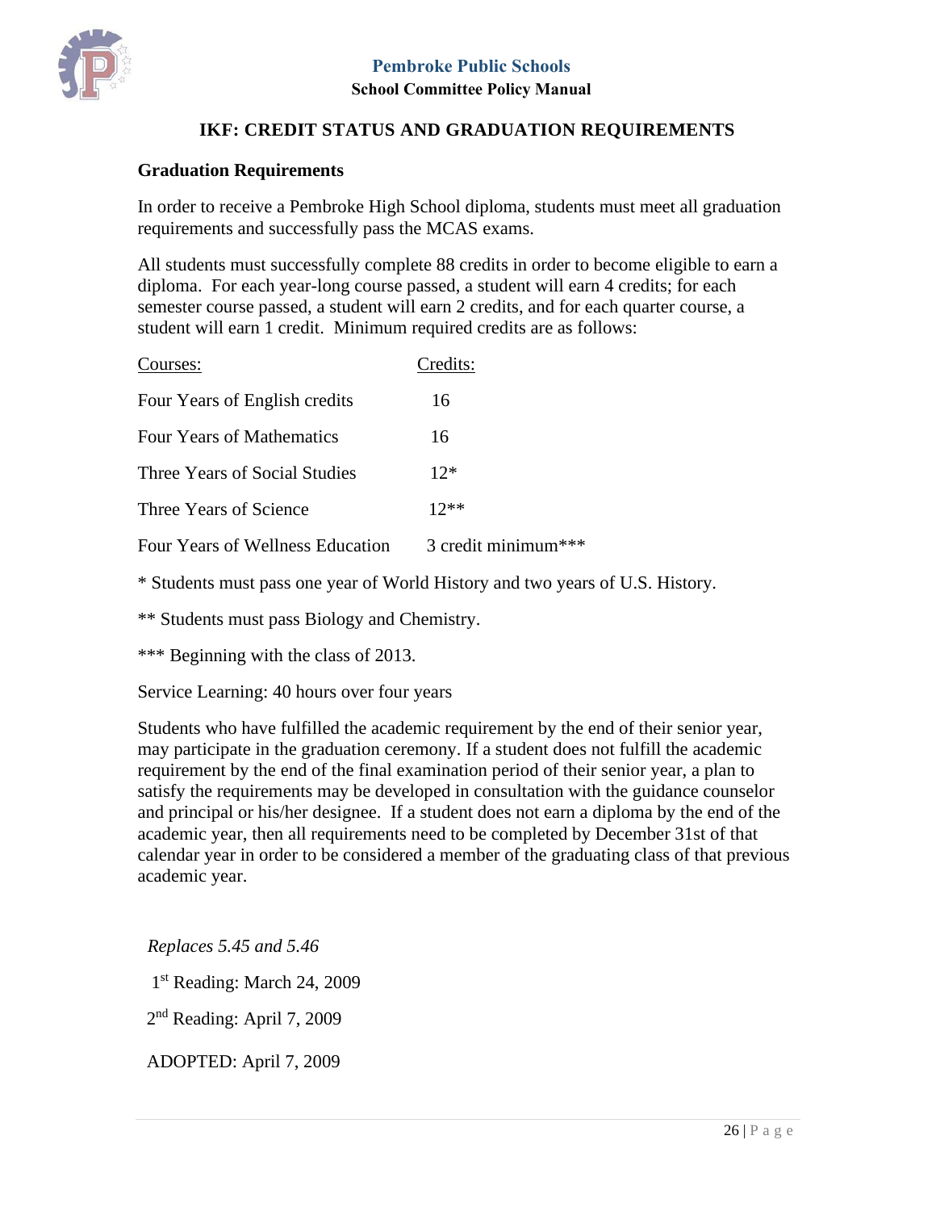# IKF: CREDIT STATUS AND GRADUATION REQUIREMENTS

## Graduation Requirements

In order to receive a Pembroke High School diploma, students must meet all graduation requirements and successfully pass the MCAS exams.

All students must successfully complete 88 credits in order to become eligible to earn a diploma. For each year-long course passed, a student will earn 4 credits; for each semester course passed, a student will earn 2 credits, and for each quarter course, a student will earn 1 credit. Minimum required credits are as follows:

| Courses: | Credits: |
|---|---|
| Four Years of English credits | 16 |
| Four Years of Mathematics | 16 |
| Three Years of Social Studies | 12* |
| Three Years of Science | 12** |
| Four Years of Wellness Education | 3 credit minimum*** |

* Students must pass one year of World History and two years of U.S. History.

** Students must pass Biology and Chemistry.

*** Beginning with the class of 2013.

Service Learning: 40 hours over four years

Students who have fulfilled the academic requirement by the end of their senior year, may participate in the graduation ceremony. If a student does not fulfill the academic requirement by the end of the final examination period of their senior year, a plan to satisfy the requirements may be developed in consultation with the guidance counselor and principal or his/her designee. If a student does not earn a diploma by the end of the academic year, then all requirements need to be completed by December 31st of that calendar year in order to be considered a member of the graduating class of that previous academic year.

*Replaces 5.45 and 5.46*

1st Reading: March 24, 2009

2nd Reading: April 7, 2009

ADOPTED: April 7, 2009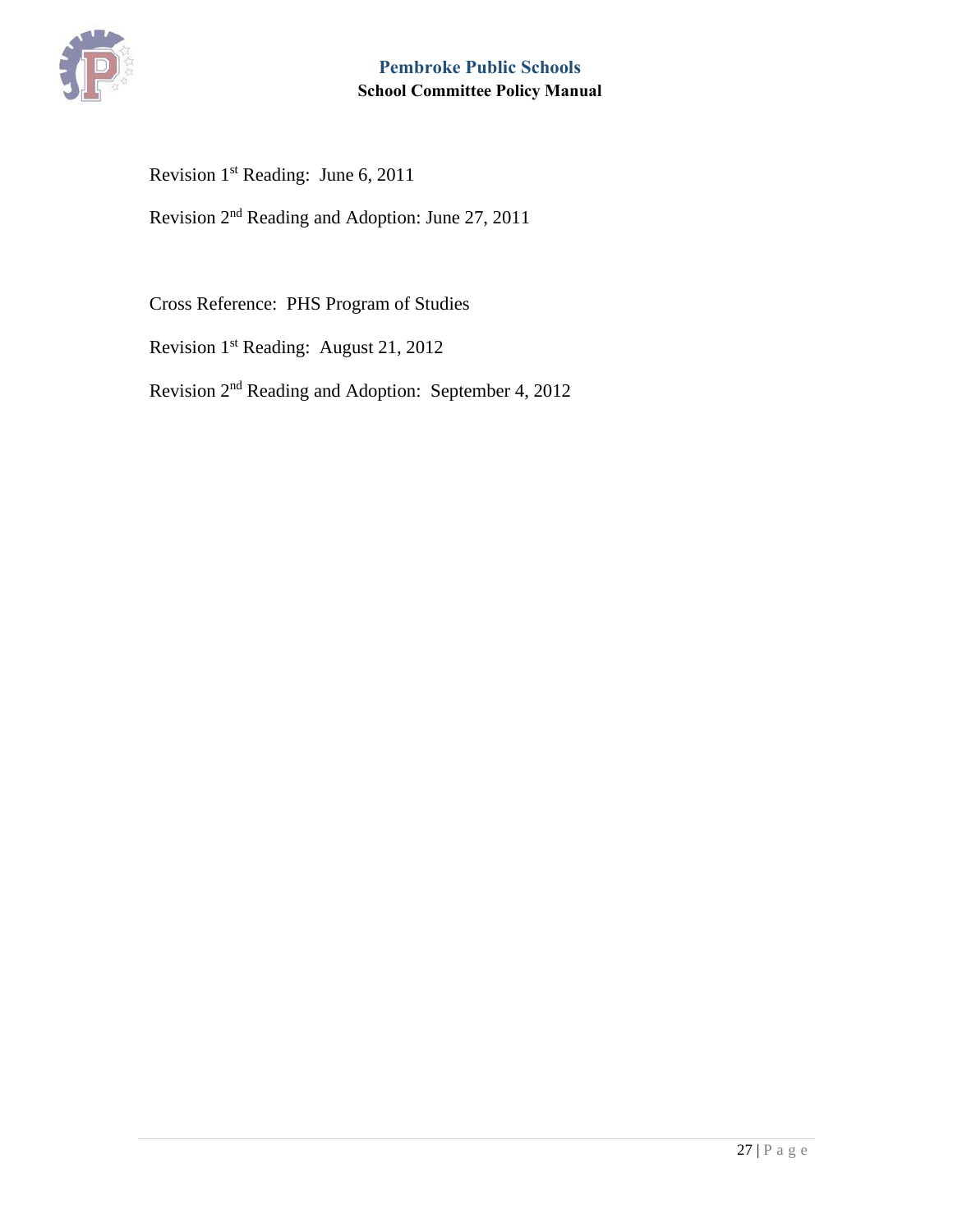Revision 1st Reading: June 6, 2011

Revision 2nd Reading and Adoption: June 27, 2011

Cross Reference: PHS Program of Studies

Revision 1st Reading: August 21, 2012

Revision 2nd Reading and Adoption: September 4, 2012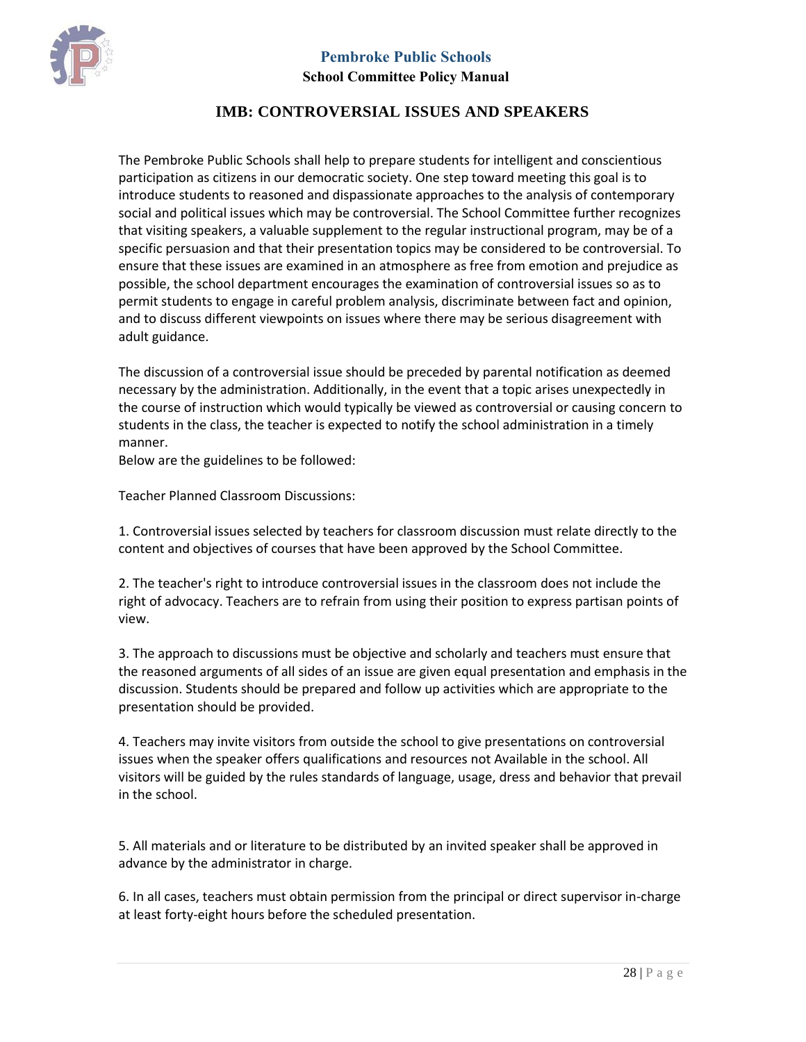# IMB: CONTROVERSIAL ISSUES AND SPEAKERS

The Pembroke Public Schools shall help to prepare students for intelligent and conscientious participation as citizens in our democratic society. One step toward meeting this goal is to introduce students to reasoned and dispassionate approaches to the analysis of contemporary social and political issues which may be controversial. The School Committee further recognizes that visiting speakers, a valuable supplement to the regular instructional program, may be of a specific persuasion and that their presentation topics may be considered to be controversial. To ensure that these issues are examined in an atmosphere as free from emotion and prejudice as possible, the school department encourages the examination of controversial issues so as to permit students to engage in careful problem analysis, discriminate between fact and opinion, and to discuss different viewpoints on issues where there may be serious disagreement with adult guidance.

The discussion of a controversial issue should be preceded by parental notification as deemed necessary by the administration. Additionally, in the event that a topic arises unexpectedly in the course of instruction which would typically be viewed as controversial or causing concern to students in the class, the teacher is expected to notify the school administration in a timely manner.

Below are the guidelines to be followed:

Teacher Planned Classroom Discussions:

1. Controversial issues selected by teachers for classroom discussion must relate directly to the content and objectives of courses that have been approved by the School Committee.

2. The teacher's right to introduce controversial issues in the classroom does not include the right of advocacy. Teachers are to refrain from using their position to express partisan points of view.

3. The approach to discussions must be objective and scholarly and teachers must ensure that the reasoned arguments of all sides of an issue are given equal presentation and emphasis in the discussion. Students should be prepared and follow up activities which are appropriate to the presentation should be provided.

4. Teachers may invite visitors from outside the school to give presentations on controversial issues when the speaker offers qualifications and resources not Available in the school. All visitors will be guided by the rules standards of language, usage, dress and behavior that prevail in the school.

5. All materials and or literature to be distributed by an invited speaker shall be approved in advance by the administrator in charge.

6. In all cases, teachers must obtain permission from the principal or direct supervisor in-charge at least forty-eight hours before the scheduled presentation.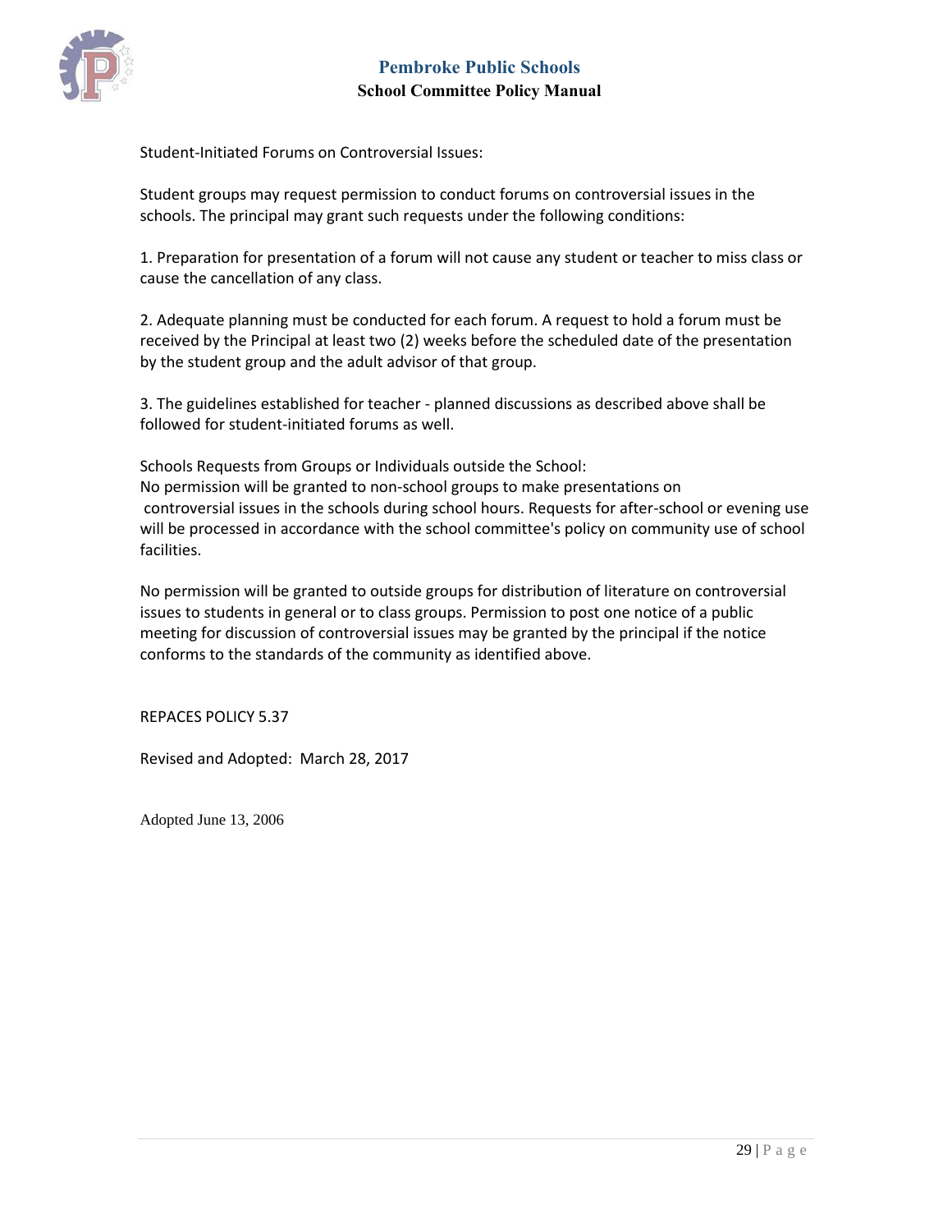Student-Initiated Forums on Controversial Issues:

Student groups may request permission to conduct forums on controversial issues in the schools. The principal may grant such requests under the following conditions:

1. Preparation for presentation of a forum will not cause any student or teacher to miss class or cause the cancellation of any class.

2. Adequate planning must be conducted for each forum. A request to hold a forum must be received by the Principal at least two (2) weeks before the scheduled date of the presentation by the student group and the adult advisor of that group.

3. The guidelines established for teacher - planned discussions as described above shall be followed for student-initiated forums as well.

Schools Requests from Groups or Individuals outside the School:
No permission will be granted to non-school groups to make presentations on controversial issues in the schools during school hours. Requests for after-school or evening use will be processed in accordance with the school committee's policy on community use of school facilities.

No permission will be granted to outside groups for distribution of literature on controversial issues to students in general or to class groups. Permission to post one notice of a public meeting for discussion of controversial issues may be granted by the principal if the notice conforms to the standards of the community as identified above.

REPACES POLICY 5.37

Revised and Adopted: March 28, 2017

Adopted June 13, 2006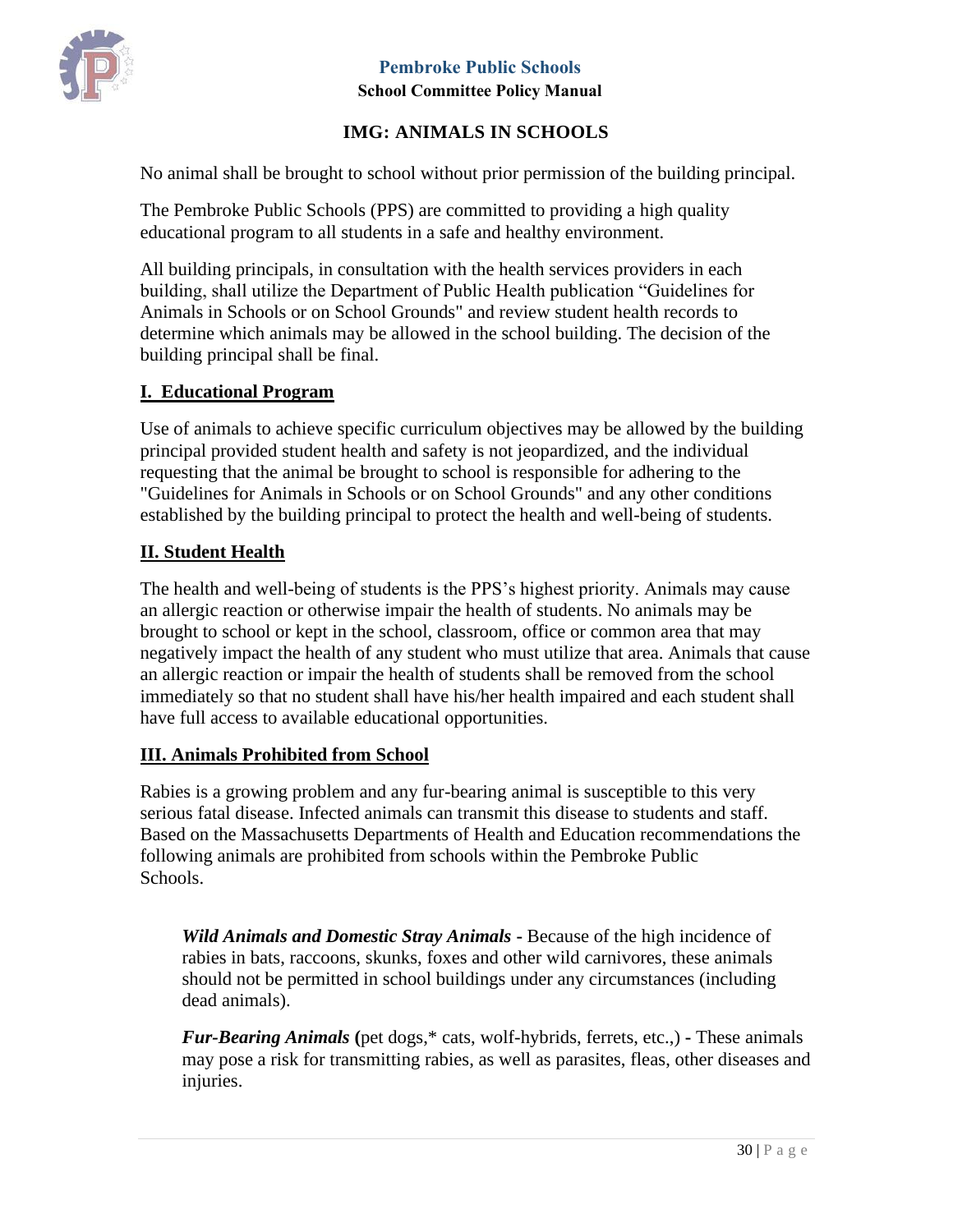# IMG: ANIMALS IN SCHOOLS

No animal shall be brought to school without prior permission of the building principal.

The Pembroke Public Schools (PPS) are committed to providing a high quality educational program to all students in a safe and healthy environment.

All building principals, in consultation with the health services providers in each building, shall utilize the Department of Public Health publication "Guidelines for Animals in Schools or on School Grounds" and review student health records to determine which animals may be allowed in the school building. The decision of the building principal shall be final.

## I. Educational Program

Use of animals to achieve specific curriculum objectives may be allowed by the building principal provided student health and safety is not jeopardized, and the individual requesting that the animal be brought to school is responsible for adhering to the "Guidelines for Animals in Schools or on School Grounds" and any other conditions established by the building principal to protect the health and well-being of students.

## II. Student Health

The health and well-being of students is the PPS's highest priority. Animals may cause an allergic reaction or otherwise impair the health of students. No animals may be brought to school or kept in the school, classroom, office or common area that may negatively impact the health of any student who must utilize that area. Animals that cause an allergic reaction or impair the health of students shall be removed from the school immediately so that no student shall have his/her health impaired and each student shall have full access to available educational opportunities.

## III. Animals Prohibited from School

Rabies is a growing problem and any fur-bearing animal is susceptible to this very serious fatal disease. Infected animals can transmit this disease to students and staff. Based on the Massachusetts Departments of Health and Education recommendations the following animals are prohibited from schools within the Pembroke Public Schools.

> ***Wild Animals and Domestic Stray Animals*** - Because of the high incidence of rabies in bats, raccoons, skunks, foxes and other wild carnivores, these animals should not be permitted in school buildings under any circumstances (including dead animals).
>
> ***Fur-Bearing Animals*** **(**pet dogs,* cats, wolf-hybrids, ferrets, etc.,) **-** These animals may pose a risk for transmitting rabies, as well as parasites, fleas, other diseases and injuries.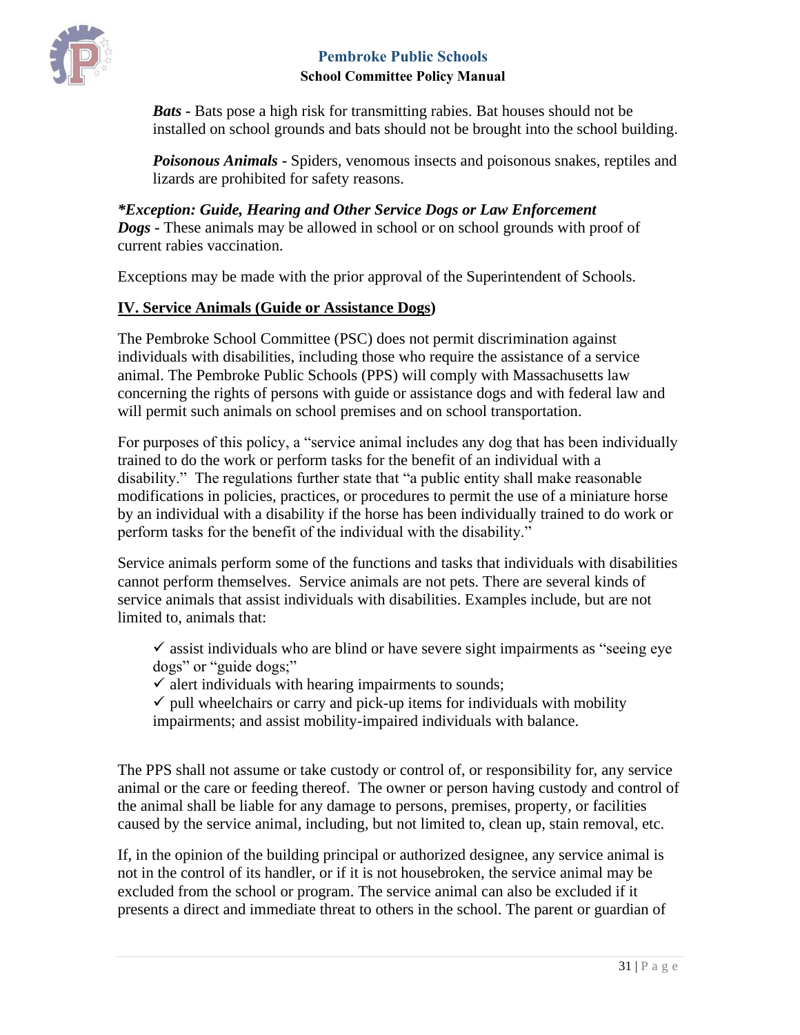***Bats*** **-** Bats pose a high risk for transmitting rabies. Bat houses should not be installed on school grounds and bats should not be brought into the school building.

***Poisonous Animals*** **-** Spiders, venomous insects and poisonous snakes, reptiles and lizards are prohibited for safety reasons.

***\*Exception: Guide, Hearing and Other Service Dogs or Law Enforcement Dogs*** **-** These animals may be allowed in school or on school grounds with proof of current rabies vaccination.

Exceptions may be made with the prior approval of the Superintendent of Schools.

## IV. Service Animals (Guide or Assistance Dogs)

The Pembroke School Committee (PSC) does not permit discrimination against individuals with disabilities, including those who require the assistance of a service animal. The Pembroke Public Schools (PPS) will comply with Massachusetts law concerning the rights of persons with guide or assistance dogs and with federal law and will permit such animals on school premises and on school transportation.

For purposes of this policy, a "service animal includes any dog that has been individually trained to do the work or perform tasks for the benefit of an individual with a disability." The regulations further state that "a public entity shall make reasonable modifications in policies, practices, or procedures to permit the use of a miniature horse by an individual with a disability if the horse has been individually trained to do work or perform tasks for the benefit of the individual with the disability."

Service animals perform some of the functions and tasks that individuals with disabilities cannot perform themselves. Service animals are not pets. There are several kinds of service animals that assist individuals with disabilities. Examples include, but are not limited to, animals that:

- ✓ assist individuals who are blind or have severe sight impairments as "seeing eye dogs" or "guide dogs;"
- ✓ alert individuals with hearing impairments to sounds;
- ✓ pull wheelchairs or carry and pick-up items for individuals with mobility impairments; and assist mobility-impaired individuals with balance.

The PPS shall not assume or take custody or control of, or responsibility for, any service animal or the care or feeding thereof. The owner or person having custody and control of the animal shall be liable for any damage to persons, premises, property, or facilities caused by the service animal, including, but not limited to, clean up, stain removal, etc.

If, in the opinion of the building principal or authorized designee, any service animal is not in the control of its handler, or if it is not housebroken, the service animal may be excluded from the school or program. The service animal can also be excluded if it presents a direct and immediate threat to others in the school. The parent or guardian of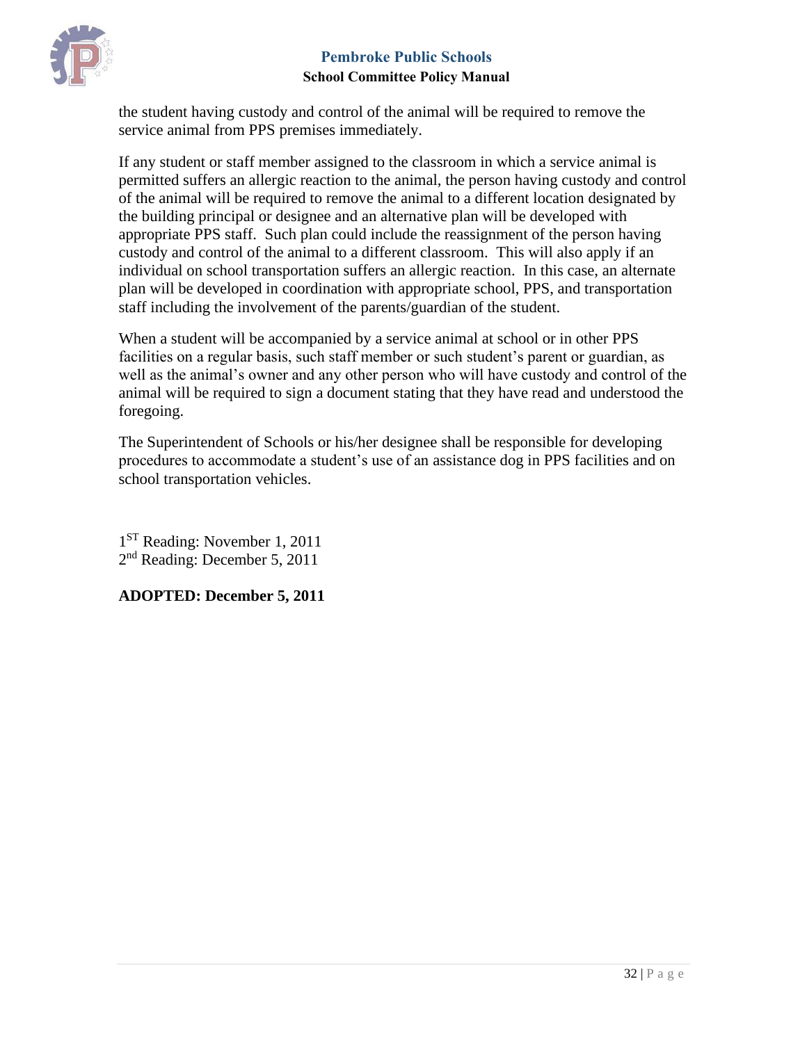the student having custody and control of the animal will be required to remove the service animal from PPS premises immediately.

If any student or staff member assigned to the classroom in which a service animal is permitted suffers an allergic reaction to the animal, the person having custody and control of the animal will be required to remove the animal to a different location designated by the building principal or designee and an alternative plan will be developed with appropriate PPS staff. Such plan could include the reassignment of the person having custody and control of the animal to a different classroom. This will also apply if an individual on school transportation suffers an allergic reaction. In this case, an alternate plan will be developed in coordination with appropriate school, PPS, and transportation staff including the involvement of the parents/guardian of the student.

When a student will be accompanied by a service animal at school or in other PPS facilities on a regular basis, such staff member or such student's parent or guardian, as well as the animal's owner and any other person who will have custody and control of the animal will be required to sign a document stating that they have read and understood the foregoing.

The Superintendent of Schools or his/her designee shall be responsible for developing procedures to accommodate a student's use of an assistance dog in PPS facilities and on school transportation vehicles.

1ST Reading: November 1, 2011
2nd Reading: December 5, 2011

**ADOPTED: December 5, 2011**